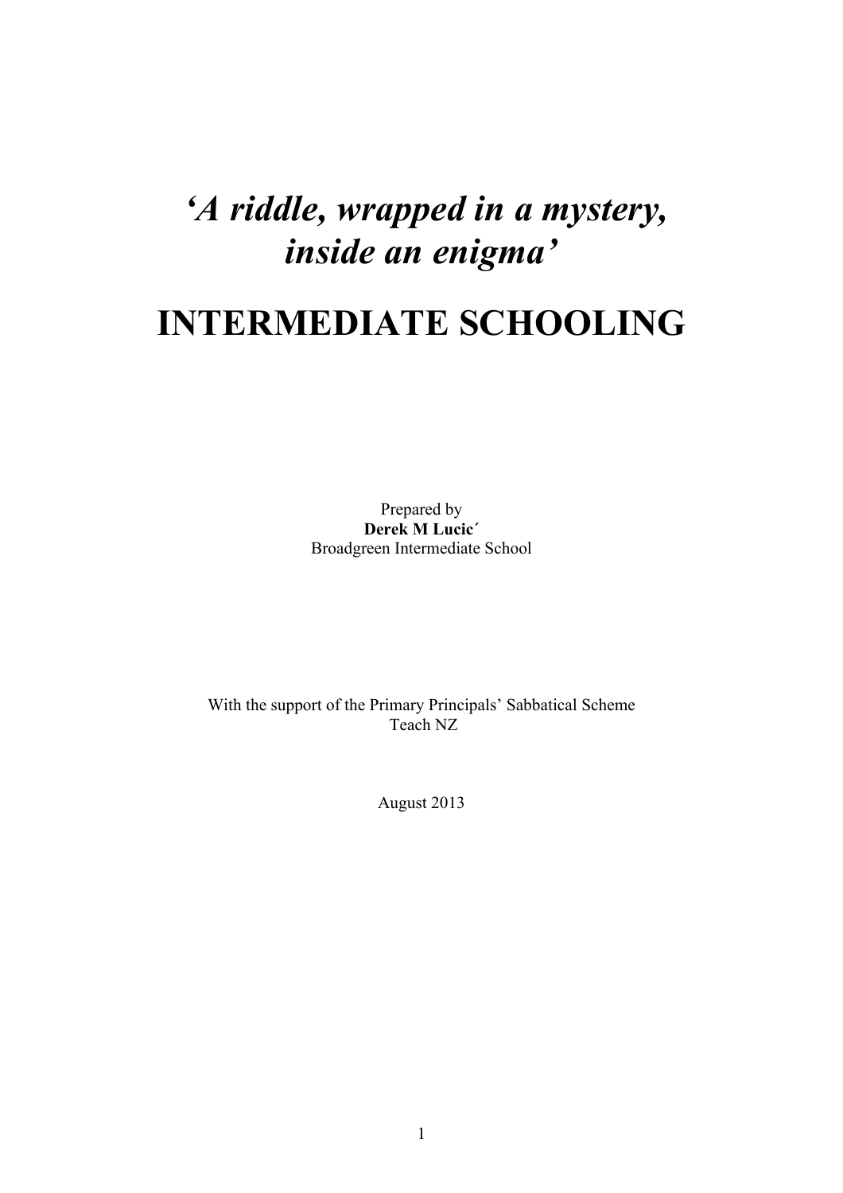# *'A riddle, wrapped in a mystery, inside an enigma'*

# INTERMEDIATE SCHOOLING

Prepared by
**Derek M Lucic´**
Broadgreen Intermediate School

With the support of the Primary Principals' Sabbatical Scheme
Teach NZ

August 2013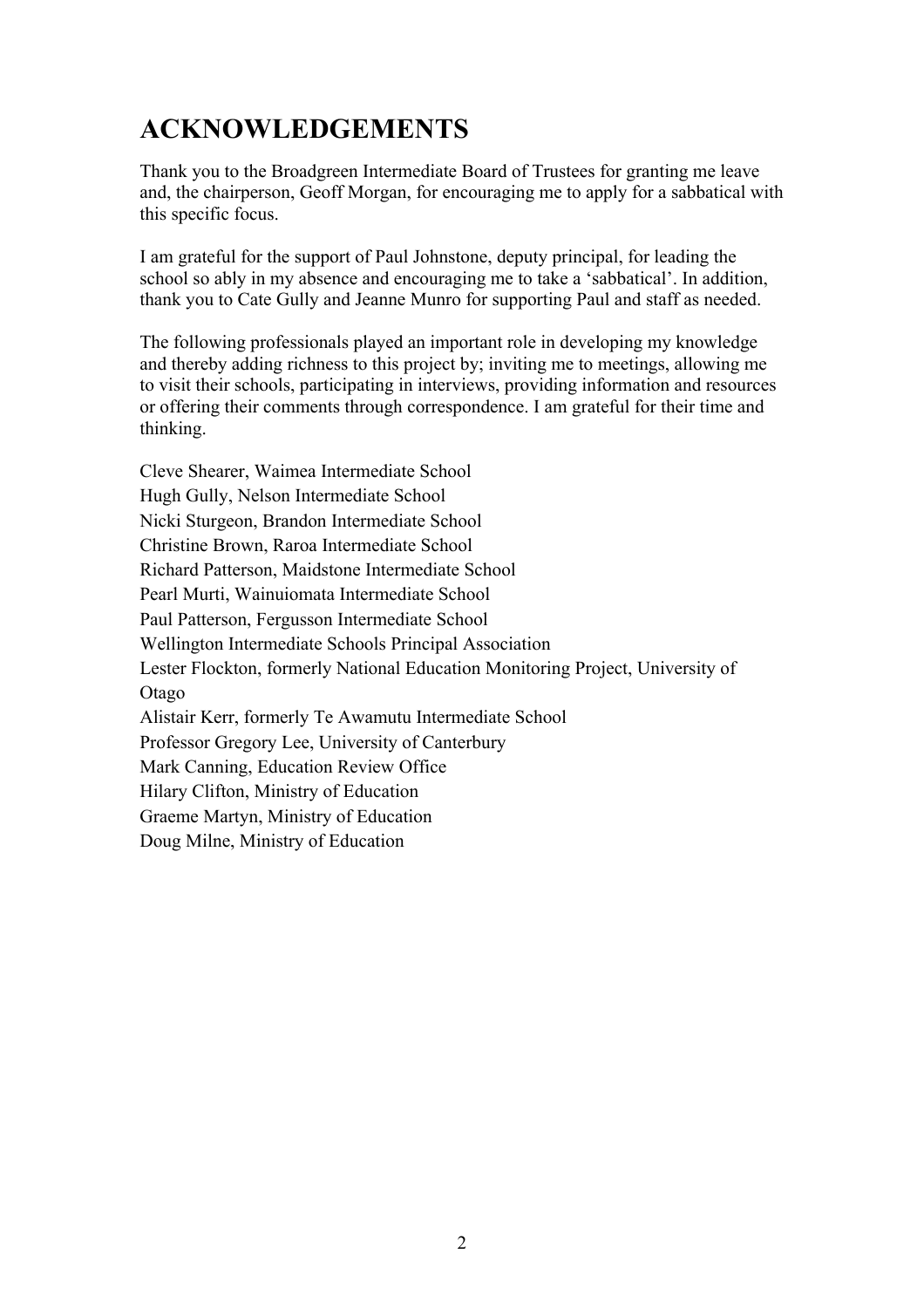# ACKNOWLEDGEMENTS

Thank you to the Broadgreen Intermediate Board of Trustees for granting me leave and, the chairperson, Geoff Morgan, for encouraging me to apply for a sabbatical with this specific focus.

I am grateful for the support of Paul Johnstone, deputy principal, for leading the school so ably in my absence and encouraging me to take a 'sabbatical'. In addition, thank you to Cate Gully and Jeanne Munro for supporting Paul and staff as needed.

The following professionals played an important role in developing my knowledge and thereby adding richness to this project by; inviting me to meetings, allowing me to visit their schools, participating in interviews, providing information and resources or offering their comments through correspondence. I am grateful for their time and thinking.

Cleve Shearer, Waimea Intermediate School
Hugh Gully, Nelson Intermediate School
Nicki Sturgeon, Brandon Intermediate School
Christine Brown, Raroa Intermediate School
Richard Patterson, Maidstone Intermediate School
Pearl Murti, Wainuiomata Intermediate School
Paul Patterson, Fergusson Intermediate School
Wellington Intermediate Schools Principal Association
Lester Flockton, formerly National Education Monitoring Project, University of Otago
Alistair Kerr, formerly Te Awamutu Intermediate School
Professor Gregory Lee, University of Canterbury
Mark Canning, Education Review Office
Hilary Clifton, Ministry of Education
Graeme Martyn, Ministry of Education
Doug Milne, Ministry of Education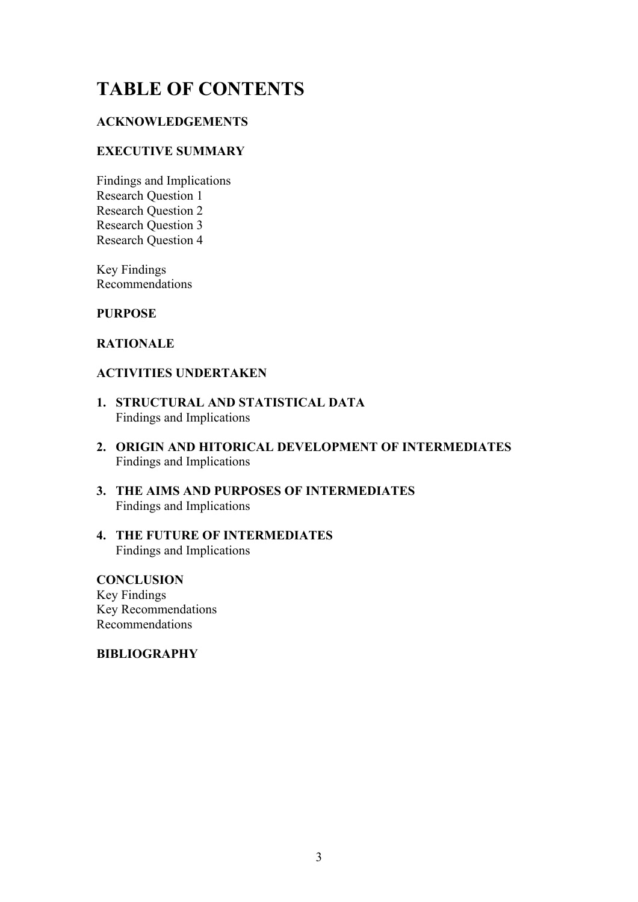# TABLE OF CONTENTS

**ACKNOWLEDGEMENTS**

**EXECUTIVE SUMMARY**

Findings and Implications
Research Question 1
Research Question 2
Research Question 3
Research Question 4

Key Findings
Recommendations

**PURPOSE**

**RATIONALE**

**ACTIVITIES UNDERTAKEN**

1. **STRUCTURAL AND STATISTICAL DATA**
   Findings and Implications
2. **ORIGIN AND HITORICAL DEVELOPMENT OF INTERMEDIATES**
   Findings and Implications
3. **THE AIMS AND PURPOSES OF INTERMEDIATES**
   Findings and Implications
4. **THE FUTURE OF INTERMEDIATES**
   Findings and Implications

**CONCLUSION**
Key Findings
Key Recommendations
Recommendations

**BIBLIOGRAPHY**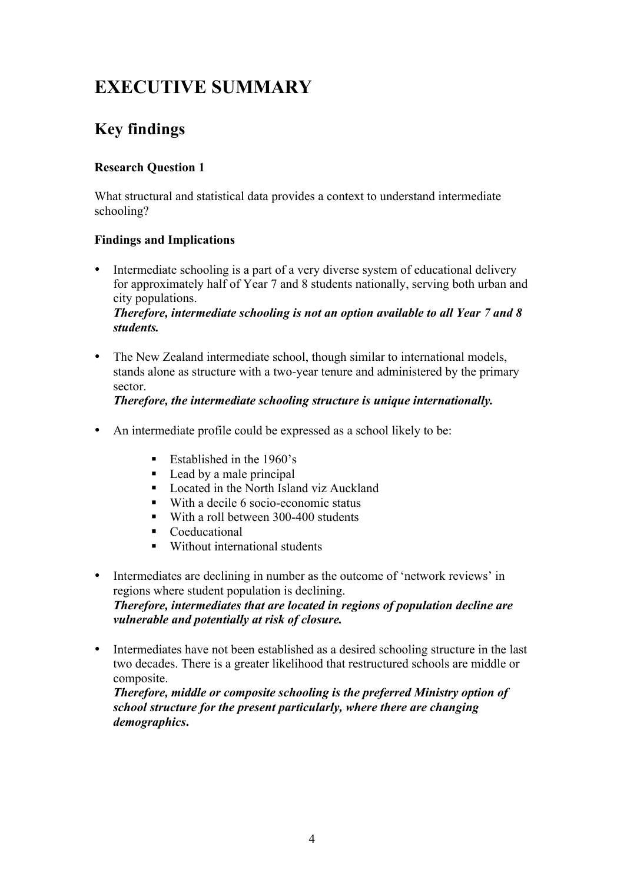# EXECUTIVE SUMMARY

## Key findings

**Research Question 1**

What structural and statistical data provides a context to understand intermediate schooling?

**Findings and Implications**

- Intermediate schooling is a part of a very diverse system of educational delivery for approximately half of Year 7 and 8 students nationally, serving both urban and city populations.
  ***Therefore, intermediate schooling is not an option available to all Year 7 and 8 students.***

- The New Zealand intermediate school, though similar to international models, stands alone as structure with a two-year tenure and administered by the primary sector.
  ***Therefore, the intermediate schooling structure is unique internationally.***

- An intermediate profile could be expressed as a school likely to be:
  - Established in the 1960's
  - Lead by a male principal
  - Located in the North Island viz Auckland
  - With a decile 6 socio-economic status
  - With a roll between 300-400 students
  - Coeducational
  - Without international students

- Intermediates are declining in number as the outcome of 'network reviews' in regions where student population is declining.
  ***Therefore, intermediates that are located in regions of population decline are vulnerable and potentially at risk of closure.***

- Intermediates have not been established as a desired schooling structure in the last two decades. There is a greater likelihood that restructured schools are middle or composite.
  ***Therefore, middle or composite schooling is the preferred Ministry option of school structure for the present particularly, where there are changing demographics.***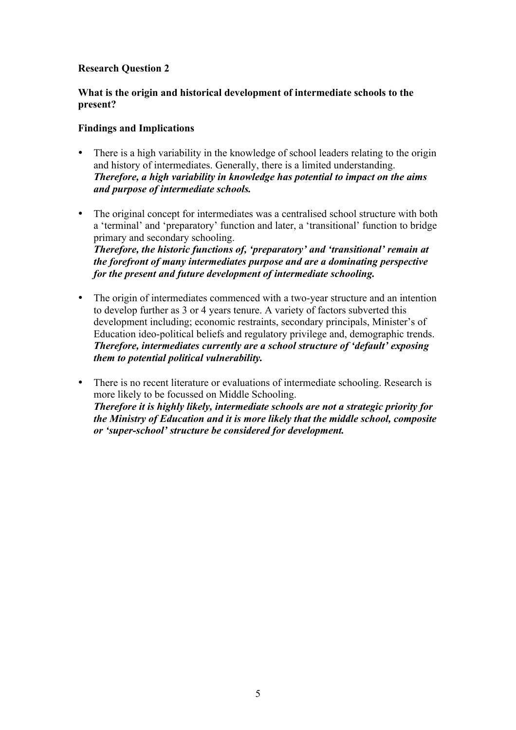**Research Question 2**

**What is the origin and historical development of intermediate schools to the present?**

**Findings and Implications**

- There is a high variability in the knowledge of school leaders relating to the origin and history of intermediates. Generally, there is a limited understanding.
  ***Therefore, a high variability in knowledge has potential to impact on the aims and purpose of intermediate schools.***

- The original concept for intermediates was a centralised school structure with both a 'terminal' and 'preparatory' function and later, a 'transitional' function to bridge primary and secondary schooling.
  ***Therefore, the historic functions of, 'preparatory' and 'transitional' remain at the forefront of many intermediates purpose and are a dominating perspective for the present and future development of intermediate schooling.***

- The origin of intermediates commenced with a two-year structure and an intention to develop further as 3 or 4 years tenure. A variety of factors subverted this development including; economic restraints, secondary principals, Minister's of Education ideo-political beliefs and regulatory privilege and, demographic trends.
  ***Therefore, intermediates currently are a school structure of 'default' exposing them to potential political vulnerability.***

- There is no recent literature or evaluations of intermediate schooling. Research is more likely to be focussed on Middle Schooling.
  ***Therefore it is highly likely, intermediate schools are not a strategic priority for the Ministry of Education and it is more likely that the middle school, composite or 'super-school' structure be considered for development.***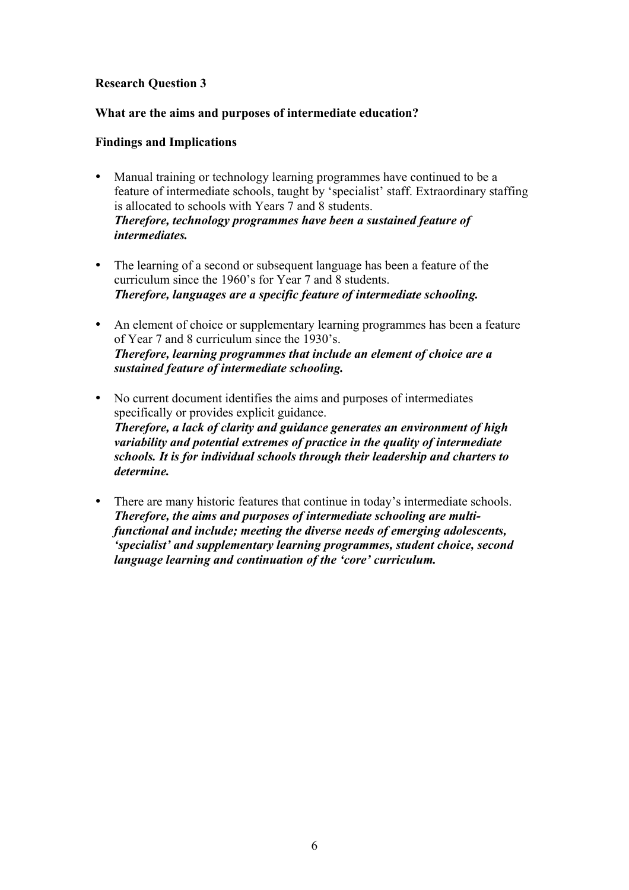**Research Question 3**

**What are the aims and purposes of intermediate education?**

**Findings and Implications**

- Manual training or technology learning programmes have continued to be a feature of intermediate schools, taught by 'specialist' staff. Extraordinary staffing is allocated to schools with Years 7 and 8 students.
  ***Therefore, technology programmes have been a sustained feature of intermediates.***

- The learning of a second or subsequent language has been a feature of the curriculum since the 1960's for Year 7 and 8 students.
  ***Therefore, languages are a specific feature of intermediate schooling.***

- An element of choice or supplementary learning programmes has been a feature of Year 7 and 8 curriculum since the 1930's.
  ***Therefore, learning programmes that include an element of choice are a sustained feature of intermediate schooling.***

- No current document identifies the aims and purposes of intermediates specifically or provides explicit guidance.
  ***Therefore, a lack of clarity and guidance generates an environment of high variability and potential extremes of practice in the quality of intermediate schools. It is for individual schools through their leadership and charters to determine.***

- There are many historic features that continue in today's intermediate schools.
  ***Therefore, the aims and purposes of intermediate schooling are multi-functional and include; meeting the diverse needs of emerging adolescents, 'specialist' and supplementary learning programmes, student choice, second language learning and continuation of the 'core' curriculum.***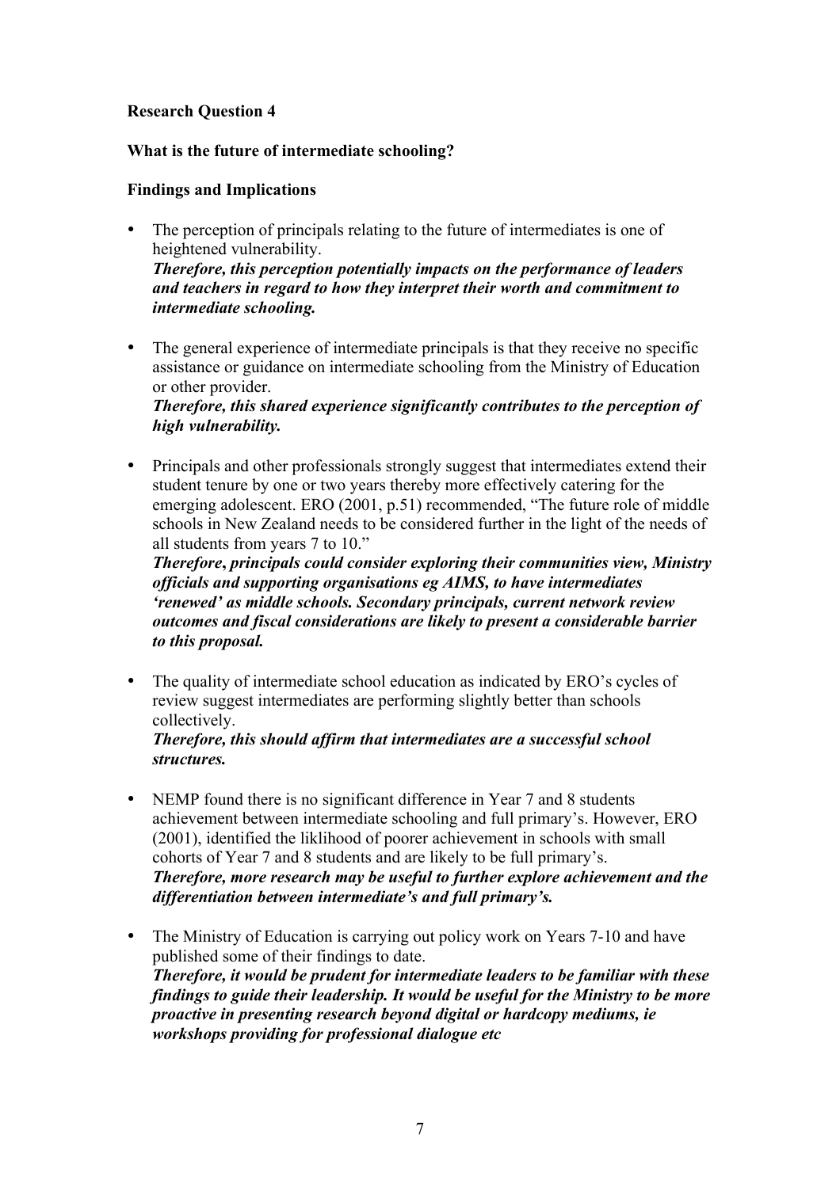**Research Question 4**

**What is the future of intermediate schooling?**

**Findings and Implications**

- The perception of principals relating to the future of intermediates is one of heightened vulnerability.
  ***Therefore, this perception potentially impacts on the performance of leaders and teachers in regard to how they interpret their worth and commitment to intermediate schooling.***

- The general experience of intermediate principals is that they receive no specific assistance or guidance on intermediate schooling from the Ministry of Education or other provider.
  ***Therefore, this shared experience significantly contributes to the perception of high vulnerability.***

- Principals and other professionals strongly suggest that intermediates extend their student tenure by one or two years thereby more effectively catering for the emerging adolescent. ERO (2001, p.51) recommended, "The future role of middle schools in New Zealand needs to be considered further in the light of the needs of all students from years 7 to 10."
  ***Therefore, principals could consider exploring their communities view, Ministry officials and supporting organisations eg AIMS, to have intermediates 'renewed' as middle schools. Secondary principals, current network review outcomes and fiscal considerations are likely to present a considerable barrier to this proposal.***

- The quality of intermediate school education as indicated by ERO's cycles of review suggest intermediates are performing slightly better than schools collectively.
  ***Therefore, this should affirm that intermediates are a successful school structures.***

- NEMP found there is no significant difference in Year 7 and 8 students achievement between intermediate schooling and full primary's. However, ERO (2001), identified the liklihood of poorer achievement in schools with small cohorts of Year 7 and 8 students and are likely to be full primary's.
  ***Therefore, more research may be useful to further explore achievement and the differentiation between intermediate's and full primary's.***

- The Ministry of Education is carrying out policy work on Years 7-10 and have published some of their findings to date.
  ***Therefore, it would be prudent for intermediate leaders to be familiar with these findings to guide their leadership. It would be useful for the Ministry to be more proactive in presenting research beyond digital or hardcopy mediums, ie workshops providing for professional dialogue etc***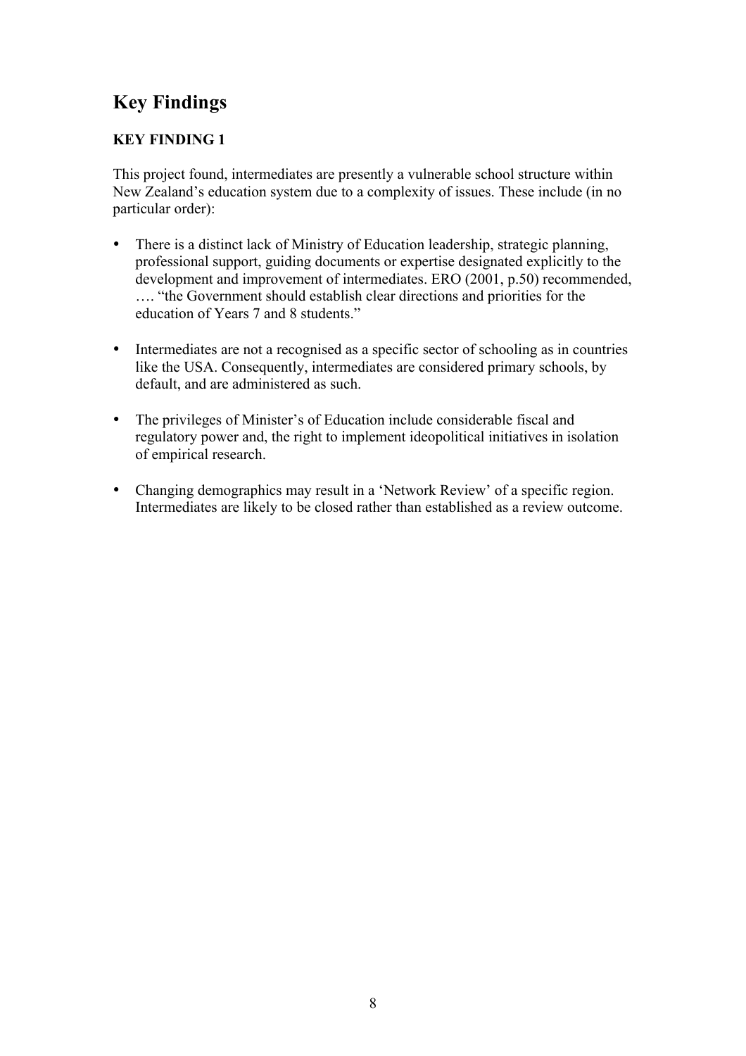## Key Findings

### KEY FINDING 1

This project found, intermediates are presently a vulnerable school structure within New Zealand's education system due to a complexity of issues. These include (in no particular order):

- There is a distinct lack of Ministry of Education leadership, strategic planning, professional support, guiding documents or expertise designated explicitly to the development and improvement of intermediates. ERO (2001, p.50) recommended, …. "the Government should establish clear directions and priorities for the education of Years 7 and 8 students."

- Intermediates are not a recognised as a specific sector of schooling as in countries like the USA. Consequently, intermediates are considered primary schools, by default, and are administered as such.

- The privileges of Minister's of Education include considerable fiscal and regulatory power and, the right to implement ideopolitical initiatives in isolation of empirical research.

- Changing demographics may result in a 'Network Review' of a specific region. Intermediates are likely to be closed rather than established as a review outcome.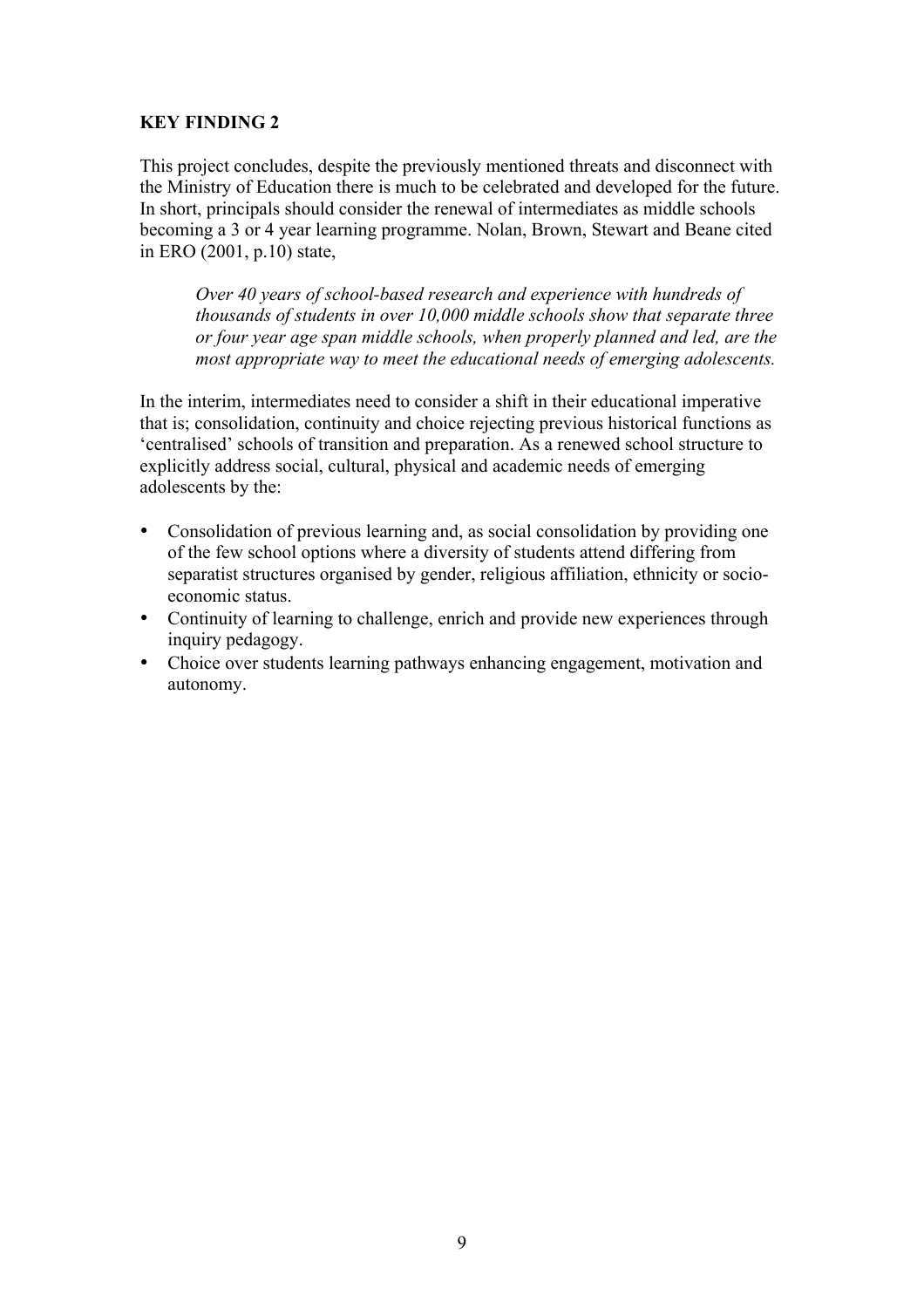**KEY FINDING 2**

This project concludes, despite the previously mentioned threats and disconnect with the Ministry of Education there is much to be celebrated and developed for the future. In short, principals should consider the renewal of intermediates as middle schools becoming a 3 or 4 year learning programme. Nolan, Brown, Stewart and Beane cited in ERO (2001, p.10) state,

> *Over 40 years of school-based research and experience with hundreds of thousands of students in over 10,000 middle schools show that separate three or four year age span middle schools, when properly planned and led, are the most appropriate way to meet the educational needs of emerging adolescents.*

In the interim, intermediates need to consider a shift in their educational imperative that is; consolidation, continuity and choice rejecting previous historical functions as 'centralised' schools of transition and preparation. As a renewed school structure to explicitly address social, cultural, physical and academic needs of emerging adolescents by the:

- Consolidation of previous learning and, as social consolidation by providing one of the few school options where a diversity of students attend differing from separatist structures organised by gender, religious affiliation, ethnicity or socio-economic status.
- Continuity of learning to challenge, enrich and provide new experiences through inquiry pedagogy.
- Choice over students learning pathways enhancing engagement, motivation and autonomy.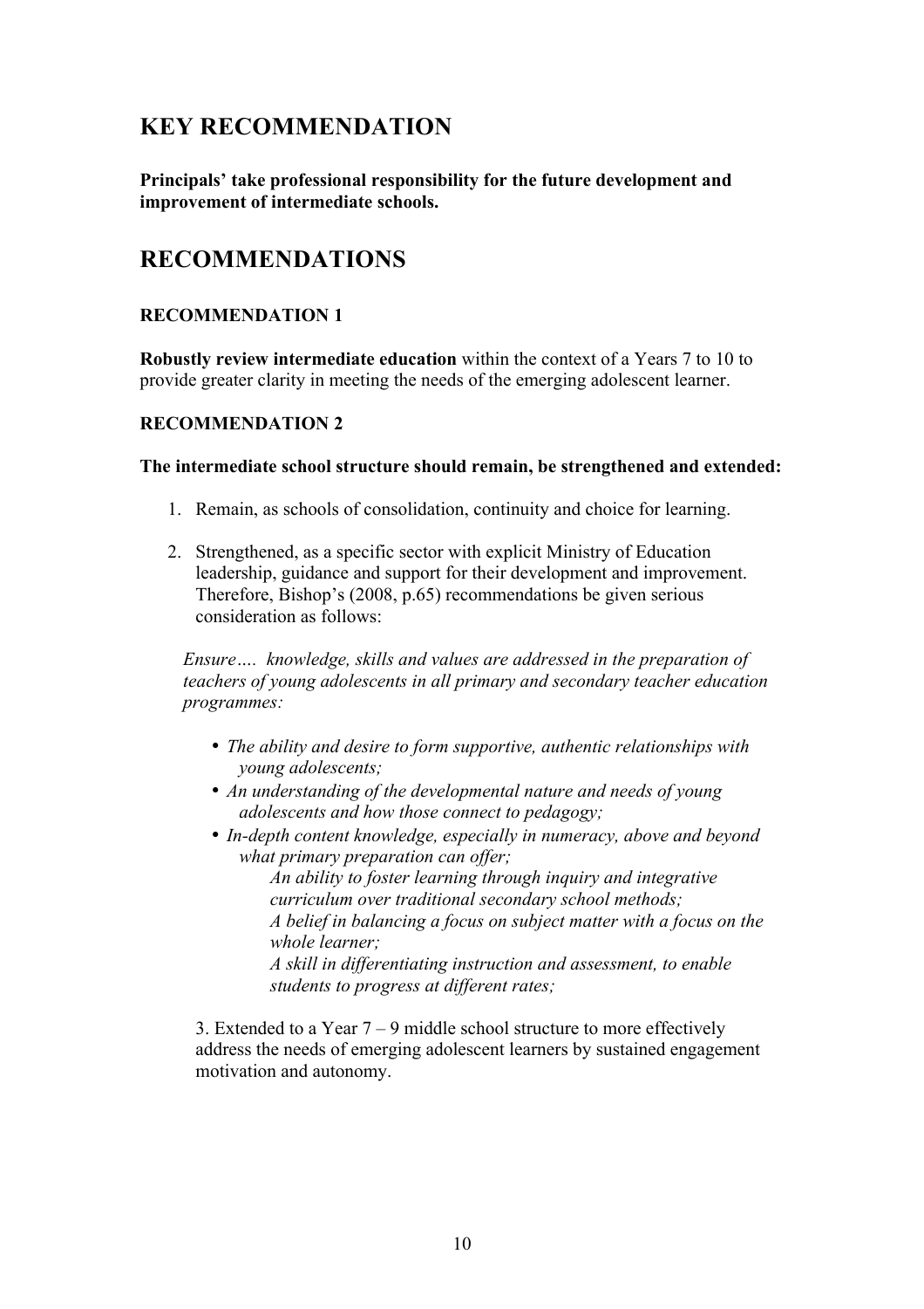## KEY RECOMMENDATION

**Principals' take professional responsibility for the future development and improvement of intermediate schools.**

## RECOMMENDATIONS

### RECOMMENDATION 1

**Robustly review intermediate education** within the context of a Years 7 to 10 to provide greater clarity in meeting the needs of the emerging adolescent learner.

### RECOMMENDATION 2

**The intermediate school structure should remain, be strengthened and extended:**

1. Remain, as schools of consolidation, continuity and choice for learning.

2. Strengthened, as a specific sector with explicit Ministry of Education leadership, guidance and support for their development and improvement. Therefore, Bishop's (2008, p.65) recommendations be given serious consideration as follows:

   *Ensure…. knowledge, skills and values are addressed in the preparation of teachers of young adolescents in all primary and secondary teacher education programmes:*

   - *The ability and desire to form supportive, authentic relationships with young adolescents;*
   - *An understanding of the developmental nature and needs of young adolescents and how those connect to pedagogy;*
   - *In-depth content knowledge, especially in numeracy, above and beyond what primary preparation can offer;*
     *An ability to foster learning through inquiry and integrative curriculum over traditional secondary school methods;*
     *A belief in balancing a focus on subject matter with a focus on the whole learner;*
     *A skill in differentiating instruction and assessment, to enable students to progress at different rates;*

3. Extended to a Year 7 – 9 middle school structure to more effectively address the needs of emerging adolescent learners by sustained engagement motivation and autonomy.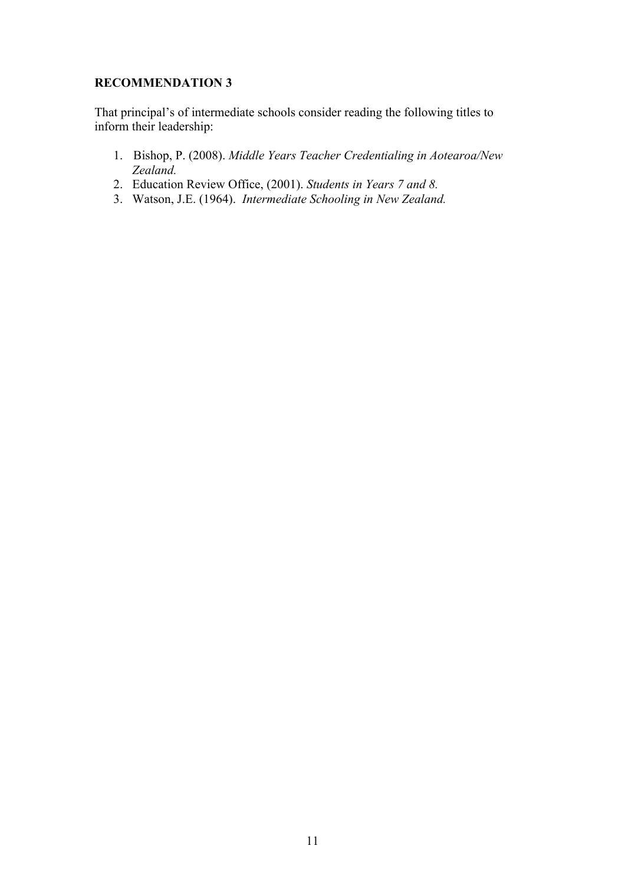**RECOMMENDATION 3**

That principal's of intermediate schools consider reading the following titles to inform their leadership:

1. Bishop, P. (2008). *Middle Years Teacher Credentialing in Aotearoa/New Zealand.*
2. Education Review Office, (2001). *Students in Years 7 and 8.*
3. Watson, J.E. (1964). *Intermediate Schooling in New Zealand.*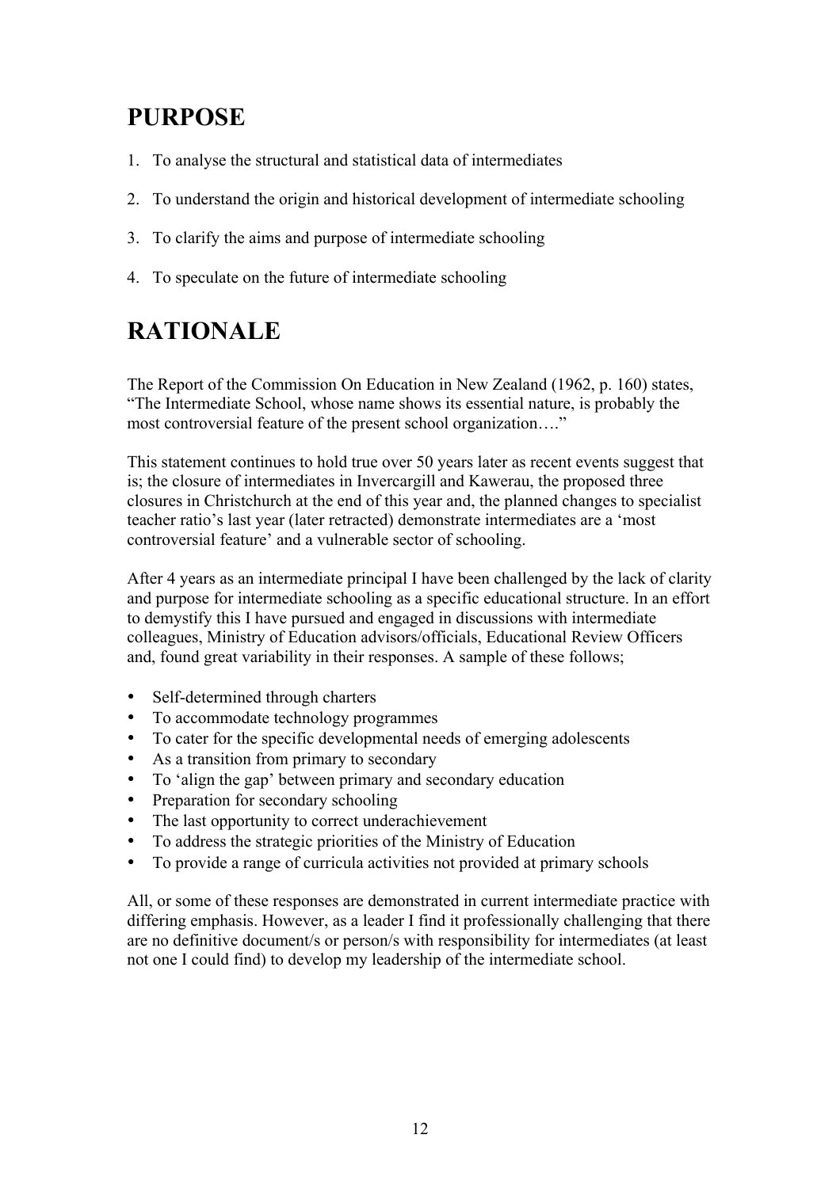# PURPOSE

1. To analyse the structural and statistical data of intermediates
2. To understand the origin and historical development of intermediate schooling
3. To clarify the aims and purpose of intermediate schooling
4. To speculate on the future of intermediate schooling

# RATIONALE

The Report of the Commission On Education in New Zealand (1962, p. 160) states, "The Intermediate School, whose name shows its essential nature, is probably the most controversial feature of the present school organization…."

This statement continues to hold true over 50 years later as recent events suggest that is; the closure of intermediates in Invercargill and Kawerau, the proposed three closures in Christchurch at the end of this year and, the planned changes to specialist teacher ratio's last year (later retracted) demonstrate intermediates are a 'most controversial feature' and a vulnerable sector of schooling.

After 4 years as an intermediate principal I have been challenged by the lack of clarity and purpose for intermediate schooling as a specific educational structure. In an effort to demystify this I have pursued and engaged in discussions with intermediate colleagues, Ministry of Education advisors/officials, Educational Review Officers and, found great variability in their responses. A sample of these follows;

- Self-determined through charters
- To accommodate technology programmes
- To cater for the specific developmental needs of emerging adolescents
- As a transition from primary to secondary
- To 'align the gap' between primary and secondary education
- Preparation for secondary schooling
- The last opportunity to correct underachievement
- To address the strategic priorities of the Ministry of Education
- To provide a range of curricula activities not provided at primary schools

All, or some of these responses are demonstrated in current intermediate practice with differing emphasis. However, as a leader I find it professionally challenging that there are no definitive document/s or person/s with responsibility for intermediates (at least not one I could find) to develop my leadership of the intermediate school.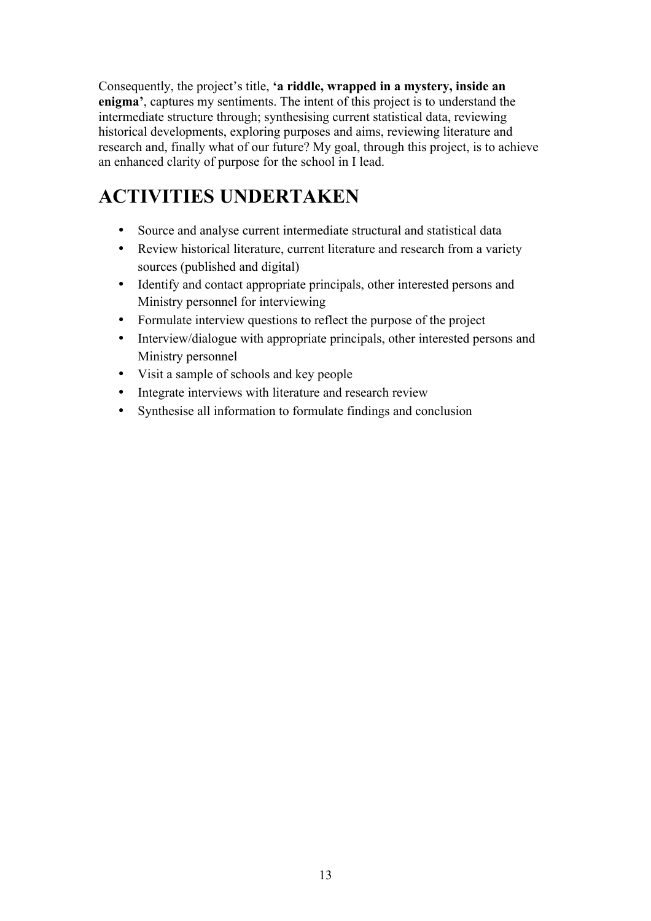Consequently, the project's title, **'a riddle, wrapped in a mystery, inside an enigma'**, captures my sentiments. The intent of this project is to understand the intermediate structure through; synthesising current statistical data, reviewing historical developments, exploring purposes and aims, reviewing literature and research and, finally what of our future? My goal, through this project, is to achieve an enhanced clarity of purpose for the school in I lead.

# ACTIVITIES UNDERTAKEN

- Source and analyse current intermediate structural and statistical data
- Review historical literature, current literature and research from a variety sources (published and digital)
- Identify and contact appropriate principals, other interested persons and Ministry personnel for interviewing
- Formulate interview questions to reflect the purpose of the project
- Interview/dialogue with appropriate principals, other interested persons and Ministry personnel
- Visit a sample of schools and key people
- Integrate interviews with literature and research review
- Synthesise all information to formulate findings and conclusion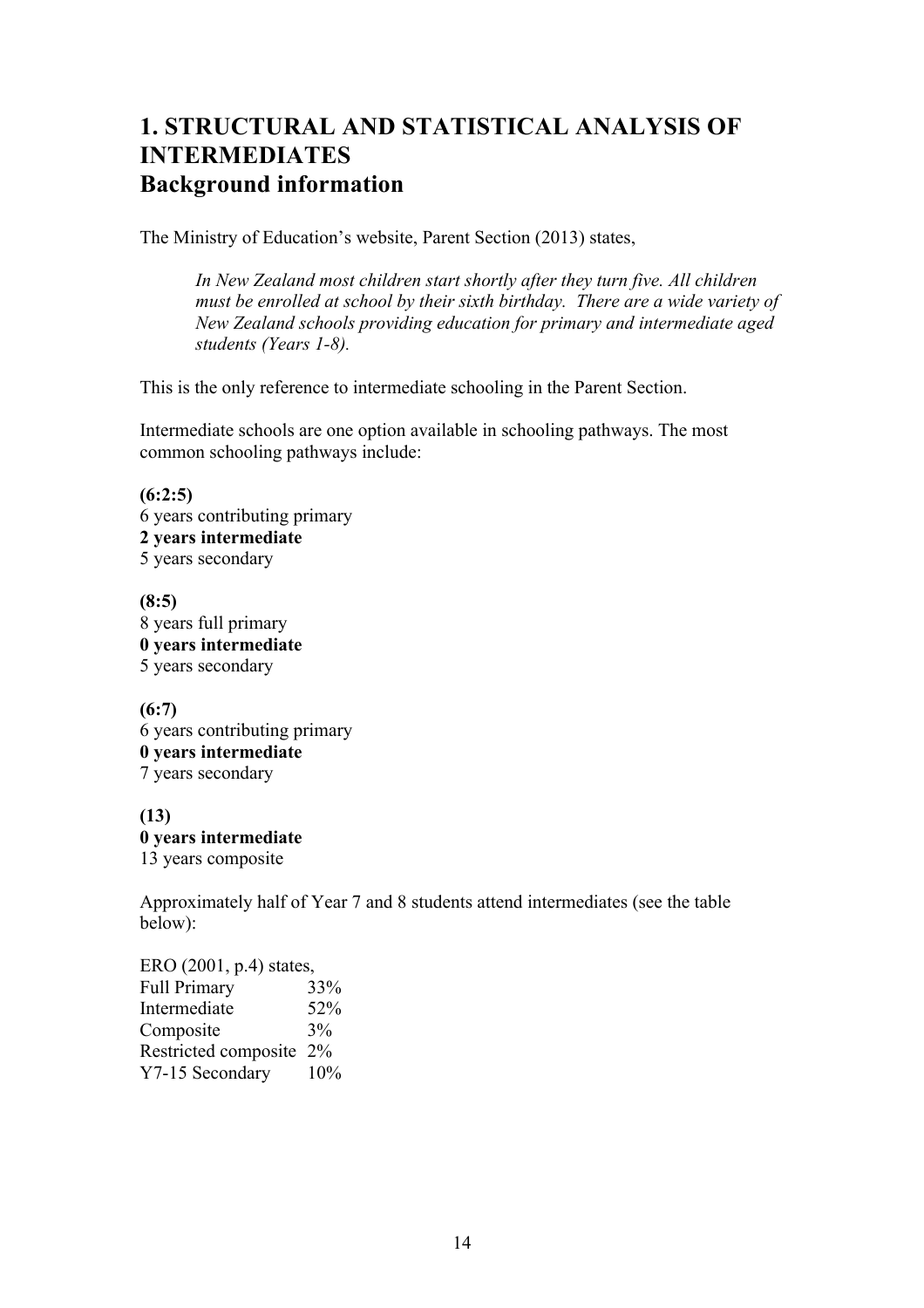# 1. STRUCTURAL AND STATISTICAL ANALYSIS OF INTERMEDIATES

## Background information

The Ministry of Education's website, Parent Section (2013) states,

> *In New Zealand most children start shortly after they turn five. All children must be enrolled at school by their sixth birthday. There are a wide variety of New Zealand schools providing education for primary and intermediate aged students (Years 1-8).*

This is the only reference to intermediate schooling in the Parent Section.

Intermediate schools are one option available in schooling pathways. The most common schooling pathways include:

**(6:2:5)**
6 years contributing primary
**2 years intermediate**
5 years secondary

**(8:5)**
8 years full primary
**0 years intermediate**
5 years secondary

**(6:7)**
6 years contributing primary
**0 years intermediate**
7 years secondary

**(13)**
**0 years intermediate**
13 years composite

Approximately half of Year 7 and 8 students attend intermediates (see the table below):

ERO (2001, p.4) states,

| | |
|---|---|
| Full Primary | 33% |
| Intermediate | 52% |
| Composite | 3% |
| Restricted composite | 2% |
| Y7-15 Secondary | 10% |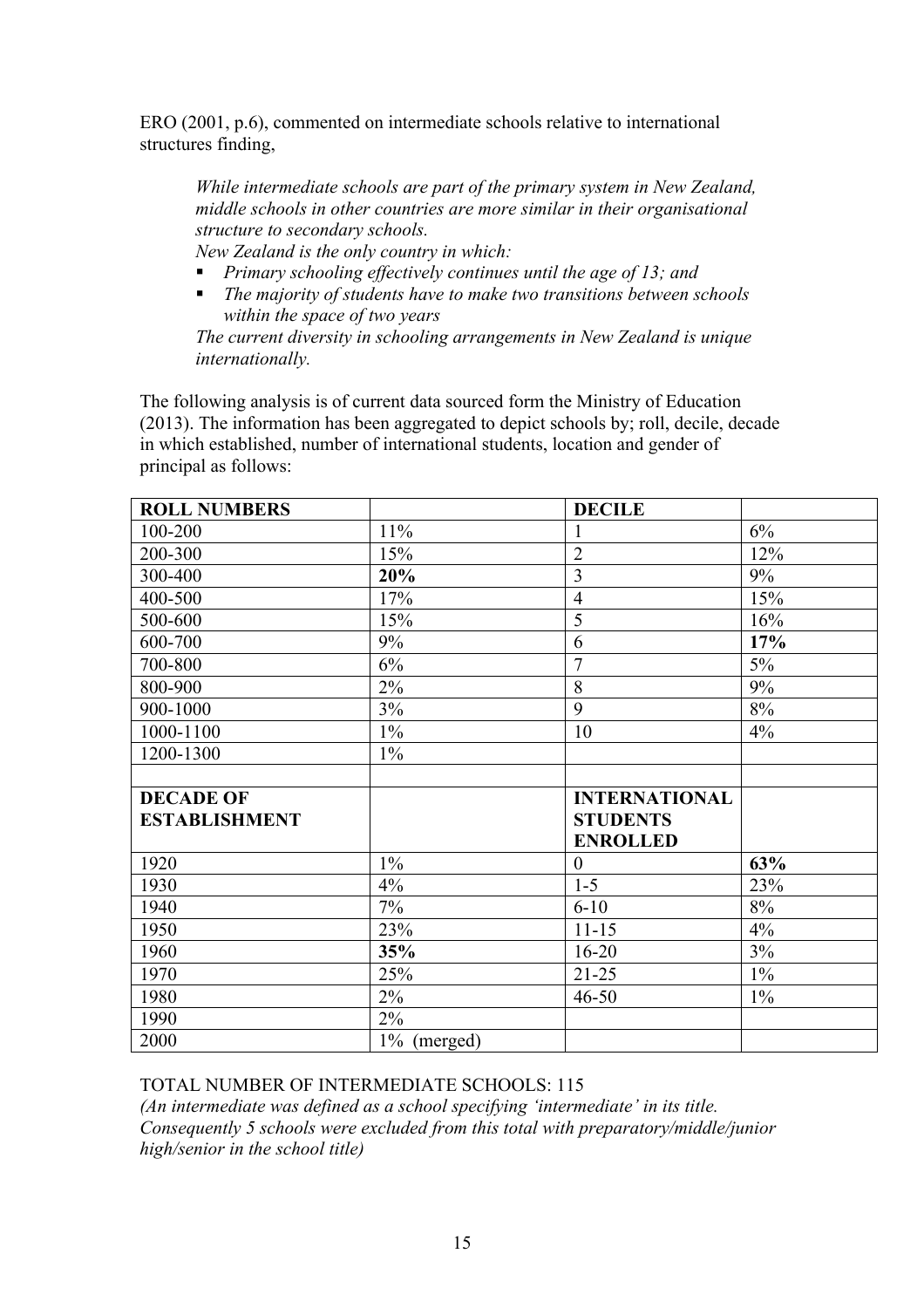ERO (2001, p.6), commented on intermediate schools relative to international structures finding,

> *While intermediate schools are part of the primary system in New Zealand, middle schools in other countries are more similar in their organisational structure to secondary schools.*
> *New Zealand is the only country in which:*
> - *Primary schooling effectively continues until the age of 13; and*
> - *The majority of students have to make two transitions between schools within the space of two years*
>
> *The current diversity in schooling arrangements in New Zealand is unique internationally.*

The following analysis is of current data sourced form the Ministry of Education (2013). The information has been aggregated to depict schools by; roll, decile, decade in which established, number of international students, location and gender of principal as follows:

| **ROLL NUMBERS** | | **DECILE** | |
|---|---|---|---|
| 100-200 | 11% | 1 | 6% |
| 200-300 | 15% | 2 | 12% |
| 300-400 | **20%** | 3 | 9% |
| 400-500 | 17% | 4 | 15% |
| 500-600 | 15% | 5 | 16% |
| 600-700 | 9% | 6 | **17%** |
| 700-800 | 6% | 7 | 5% |
| 800-900 | 2% | 8 | 9% |
| 900-1000 | 3% | 9 | 8% |
| 1000-1100 | 1% | 10 | 4% |
| 1200-1300 | 1% | | |
| | | | |
| **DECADE OF ESTABLISHMENT** | | **INTERNATIONAL STUDENTS ENROLLED** | |
| 1920 | 1% | 0 | **63%** |
| 1930 | 4% | 1-5 | 23% |
| 1940 | 7% | 6-10 | 8% |
| 1950 | 23% | 11-15 | 4% |
| 1960 | **35%** | 16-20 | 3% |
| 1970 | 25% | 21-25 | 1% |
| 1980 | 2% | 46-50 | 1% |
| 1990 | 2% | | |
| 2000 | 1% (merged) | | |

TOTAL NUMBER OF INTERMEDIATE SCHOOLS: 115

*(An intermediate was defined as a school specifying 'intermediate' in its title. Consequently 5 schools were excluded from this total with preparatory/middle/junior high/senior in the school title)*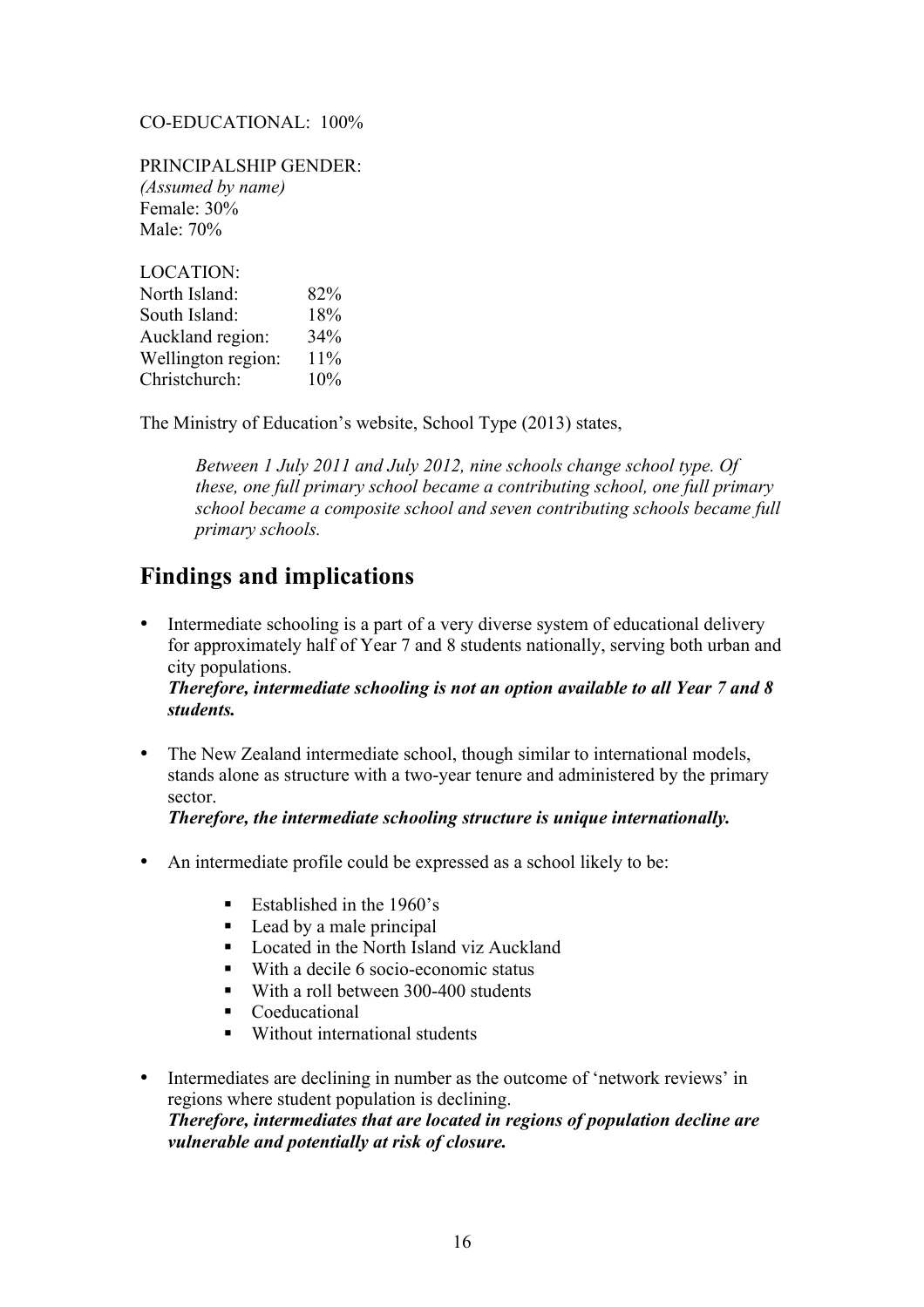CO-EDUCATIONAL: 100%

PRINCIPALSHIP GENDER:
*(Assumed by name)*
Female: 30%
Male: 70%

LOCATION:

| | |
|---|---|
| North Island: | 82% |
| South Island: | 18% |
| Auckland region: | 34% |
| Wellington region: | 11% |
| Christchurch: | 10% |

The Ministry of Education's website, School Type (2013) states,

> *Between 1 July 2011 and July 2012, nine schools change school type. Of these, one full primary school became a contributing school, one full primary school became a composite school and seven contributing schools became full primary schools.*

## Findings and implications

- Intermediate schooling is a part of a very diverse system of educational delivery for approximately half of Year 7 and 8 students nationally, serving both urban and city populations.
  ***Therefore, intermediate schooling is not an option available to all Year 7 and 8 students.***

- The New Zealand intermediate school, though similar to international models, stands alone as structure with a two-year tenure and administered by the primary sector.
  ***Therefore, the intermediate schooling structure is unique internationally.***

- An intermediate profile could be expressed as a school likely to be:
  - Established in the 1960's
  - Lead by a male principal
  - Located in the North Island viz Auckland
  - With a decile 6 socio-economic status
  - With a roll between 300-400 students
  - Coeducational
  - Without international students

- Intermediates are declining in number as the outcome of 'network reviews' in regions where student population is declining.
  ***Therefore, intermediates that are located in regions of population decline are vulnerable and potentially at risk of closure.***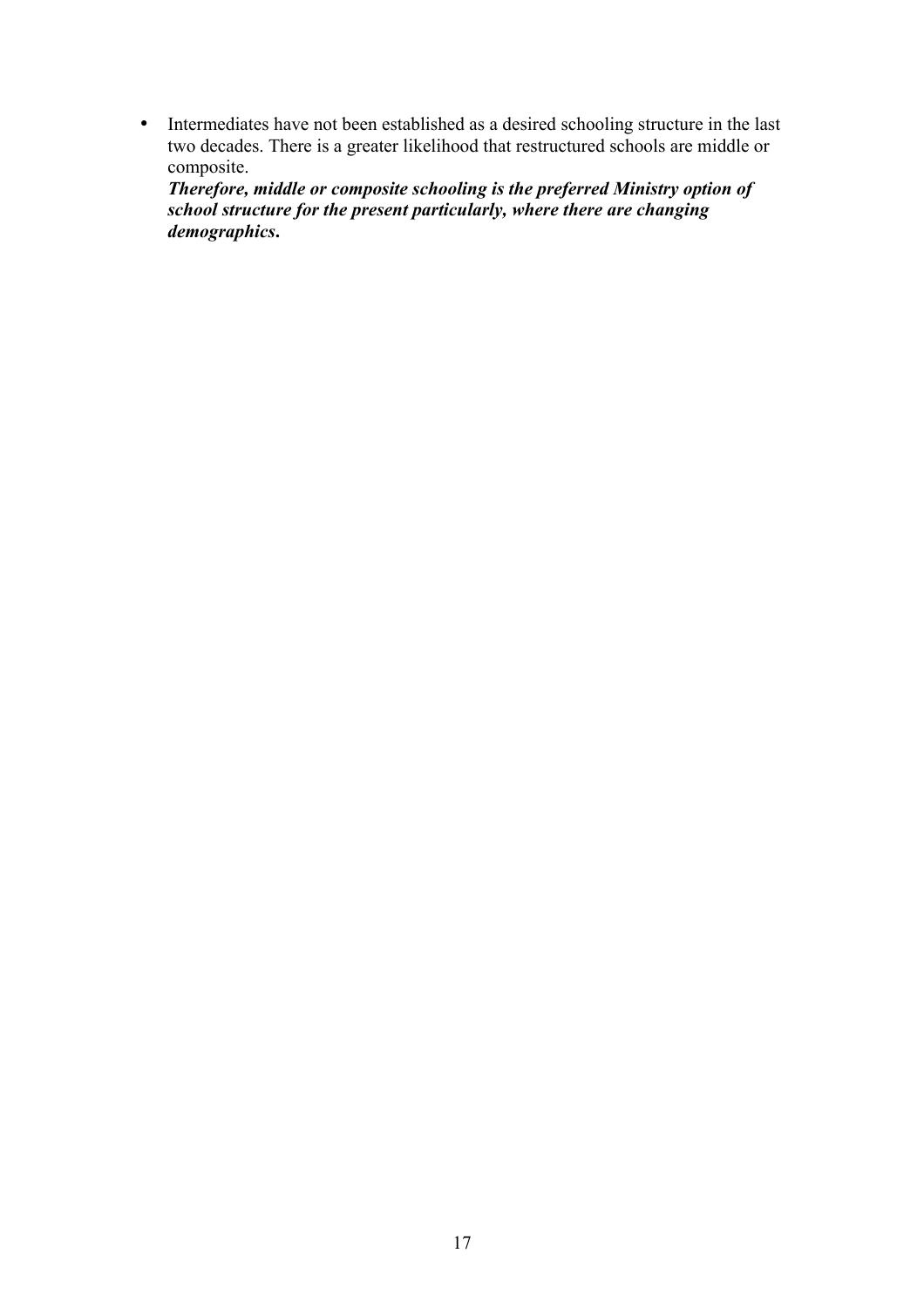- Intermediates have not been established as a desired schooling structure in the last two decades. There is a greater likelihood that restructured schools are middle or composite.
  ***Therefore, middle or composite schooling is the preferred Ministry option of school structure for the present particularly, where there are changing demographics.***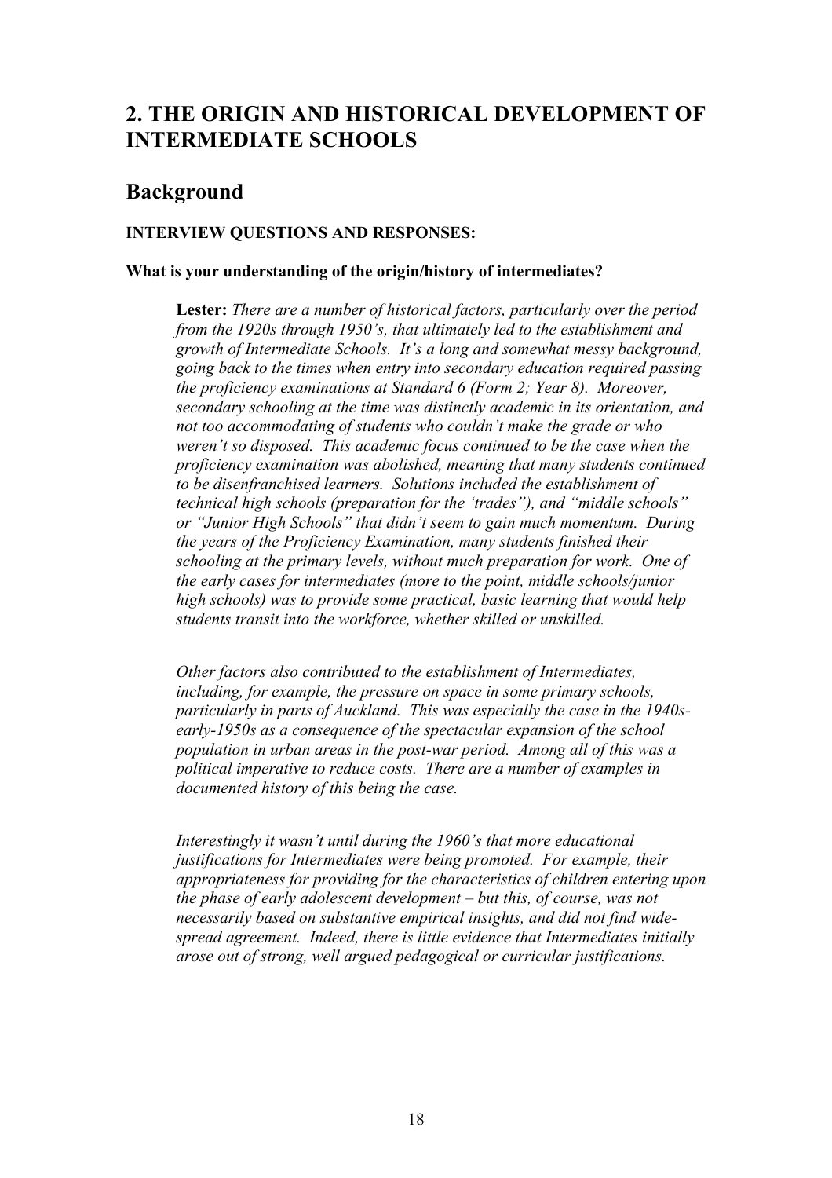## 2. THE ORIGIN AND HISTORICAL DEVELOPMENT OF INTERMEDIATE SCHOOLS

### Background

**INTERVIEW QUESTIONS AND RESPONSES:**

**What is your understanding of the origin/history of intermediates?**

> **Lester:** *There are a number of historical factors, particularly over the period from the 1920s through 1950's, that ultimately led to the establishment and growth of Intermediate Schools. It's a long and somewhat messy background, going back to the times when entry into secondary education required passing the proficiency examinations at Standard 6 (Form 2; Year 8). Moreover, secondary schooling at the time was distinctly academic in its orientation, and not too accommodating of students who couldn't make the grade or who weren't so disposed. This academic focus continued to be the case when the proficiency examination was abolished, meaning that many students continued to be disenfranchised learners. Solutions included the establishment of technical high schools (preparation for the 'trades"), and "middle schools" or "Junior High Schools" that didn't seem to gain much momentum. During the years of the Proficiency Examination, many students finished their schooling at the primary levels, without much preparation for work. One of the early cases for intermediates (more to the point, middle schools/junior high schools) was to provide some practical, basic learning that would help students transit into the workforce, whether skilled or unskilled.*
>
> *Other factors also contributed to the establishment of Intermediates, including, for example, the pressure on space in some primary schools, particularly in parts of Auckland. This was especially the case in the 1940s-early-1950s as a consequence of the spectacular expansion of the school population in urban areas in the post-war period. Among all of this was a political imperative to reduce costs. There are a number of examples in documented history of this being the case.*
>
> *Interestingly it wasn't until during the 1960's that more educational justifications for Intermediates were being promoted. For example, their appropriateness for providing for the characteristics of children entering upon the phase of early adolescent development – but this, of course, was not necessarily based on substantive empirical insights, and did not find wide-spread agreement. Indeed, there is little evidence that Intermediates initially arose out of strong, well argued pedagogical or curricular justifications.*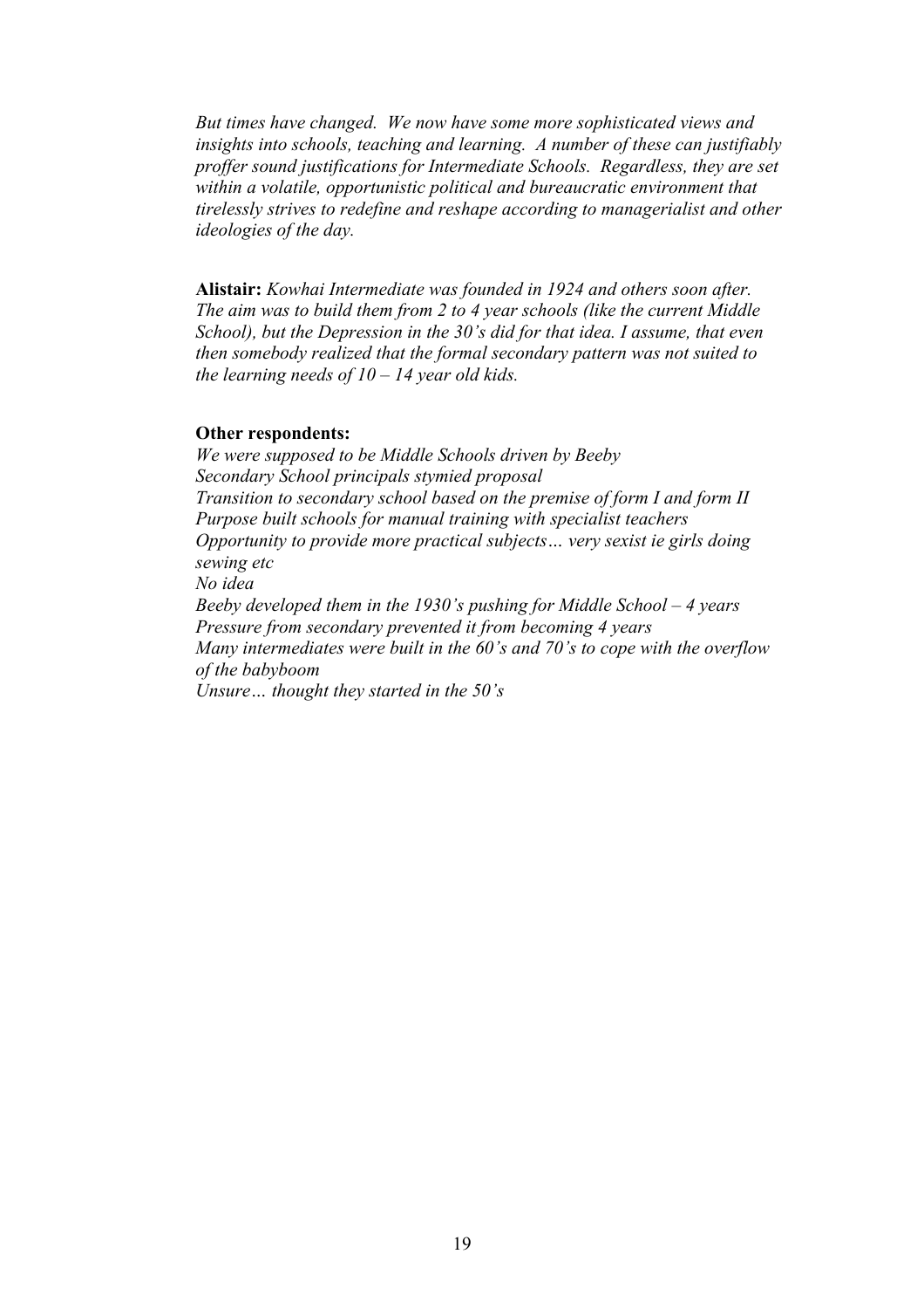*But times have changed. We now have some more sophisticated views and insights into schools, teaching and learning. A number of these can justifiably proffer sound justifications for Intermediate Schools. Regardless, they are set within a volatile, opportunistic political and bureaucratic environment that tirelessly strives to redefine and reshape according to managerialist and other ideologies of the day.*

**Alistair:** *Kowhai Intermediate was founded in 1924 and others soon after. The aim was to build them from 2 to 4 year schools (like the current Middle School), but the Depression in the 30's did for that idea. I assume, that even then somebody realized that the formal secondary pattern was not suited to the learning needs of 10 – 14 year old kids.*

**Other respondents:**

*We were supposed to be Middle Schools driven by Beeby*
*Secondary School principals stymied proposal*
*Transition to secondary school based on the premise of form I and form II*
*Purpose built schools for manual training with specialist teachers*
*Opportunity to provide more practical subjects… very sexist ie girls doing sewing etc*
*No idea*
*Beeby developed them in the 1930's pushing for Middle School – 4 years*
*Pressure from secondary prevented it from becoming 4 years*
*Many intermediates were built in the 60's and 70's to cope with the overflow of the babyboom*
*Unsure… thought they started in the 50's*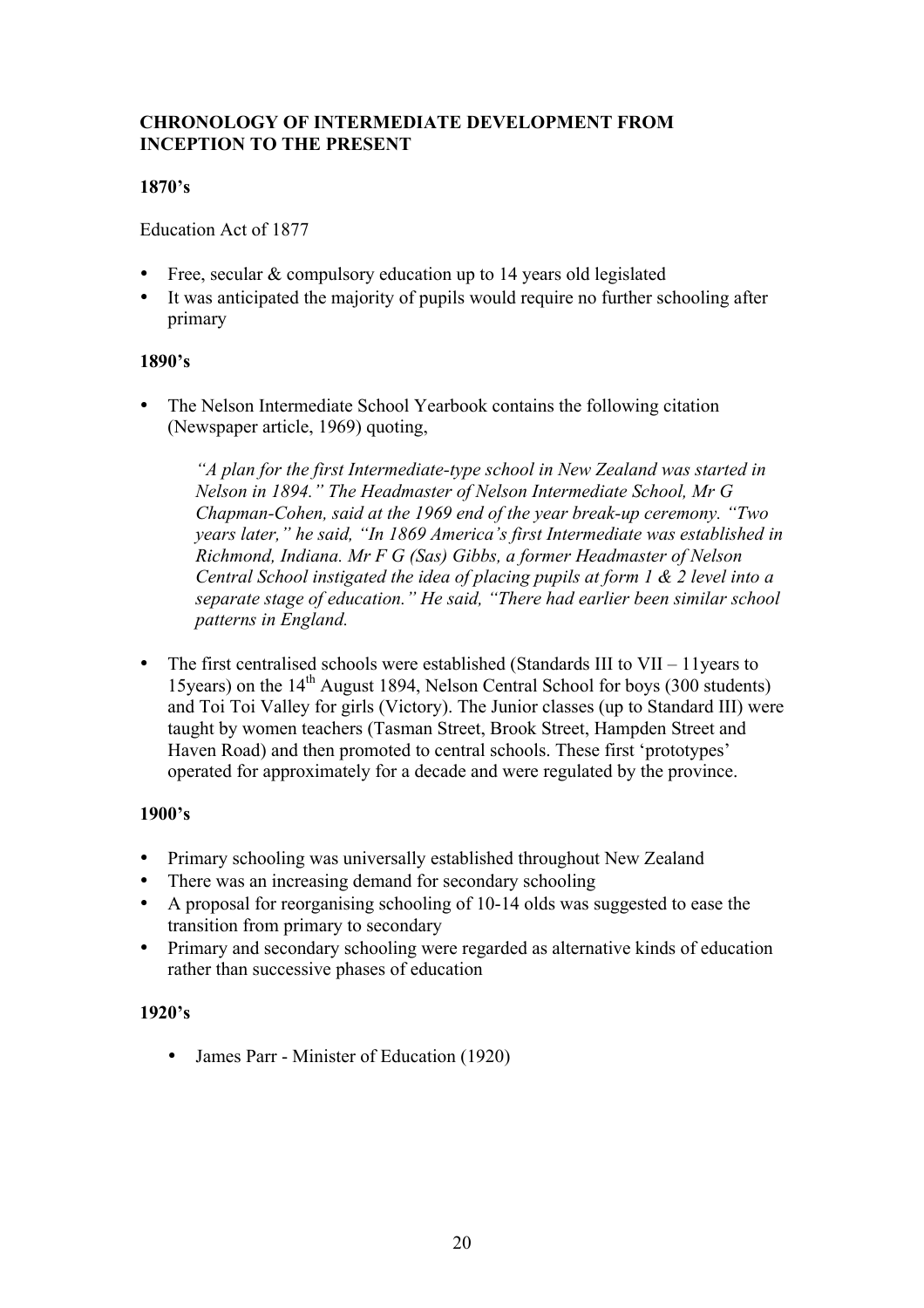**CHRONOLOGY OF INTERMEDIATE DEVELOPMENT FROM INCEPTION TO THE PRESENT**

**1870's**

Education Act of 1877

- Free, secular & compulsory education up to 14 years old legislated
- It was anticipated the majority of pupils would require no further schooling after primary

**1890's**

- The Nelson Intermediate School Yearbook contains the following citation (Newspaper article, 1969) quoting,

  *"A plan for the first Intermediate-type school in New Zealand was started in Nelson in 1894." The Headmaster of Nelson Intermediate School, Mr G Chapman-Cohen, said at the 1969 end of the year break-up ceremony. "Two years later," he said, "In 1869 America's first Intermediate was established in Richmond, Indiana. Mr F G (Sas) Gibbs, a former Headmaster of Nelson Central School instigated the idea of placing pupils at form 1 & 2 level into a separate stage of education." He said, "There had earlier been similar school patterns in England.*

- The first centralised schools were established (Standards III to VII – 11years to 15years) on the 14th August 1894, Nelson Central School for boys (300 students) and Toi Toi Valley for girls (Victory). The Junior classes (up to Standard III) were taught by women teachers (Tasman Street, Brook Street, Hampden Street and Haven Road) and then promoted to central schools. These first 'prototypes' operated for approximately for a decade and were regulated by the province.

**1900's**

- Primary schooling was universally established throughout New Zealand
- There was an increasing demand for secondary schooling
- A proposal for reorganising schooling of 10-14 olds was suggested to ease the transition from primary to secondary
- Primary and secondary schooling were regarded as alternative kinds of education rather than successive phases of education

**1920's**

- James Parr - Minister of Education (1920)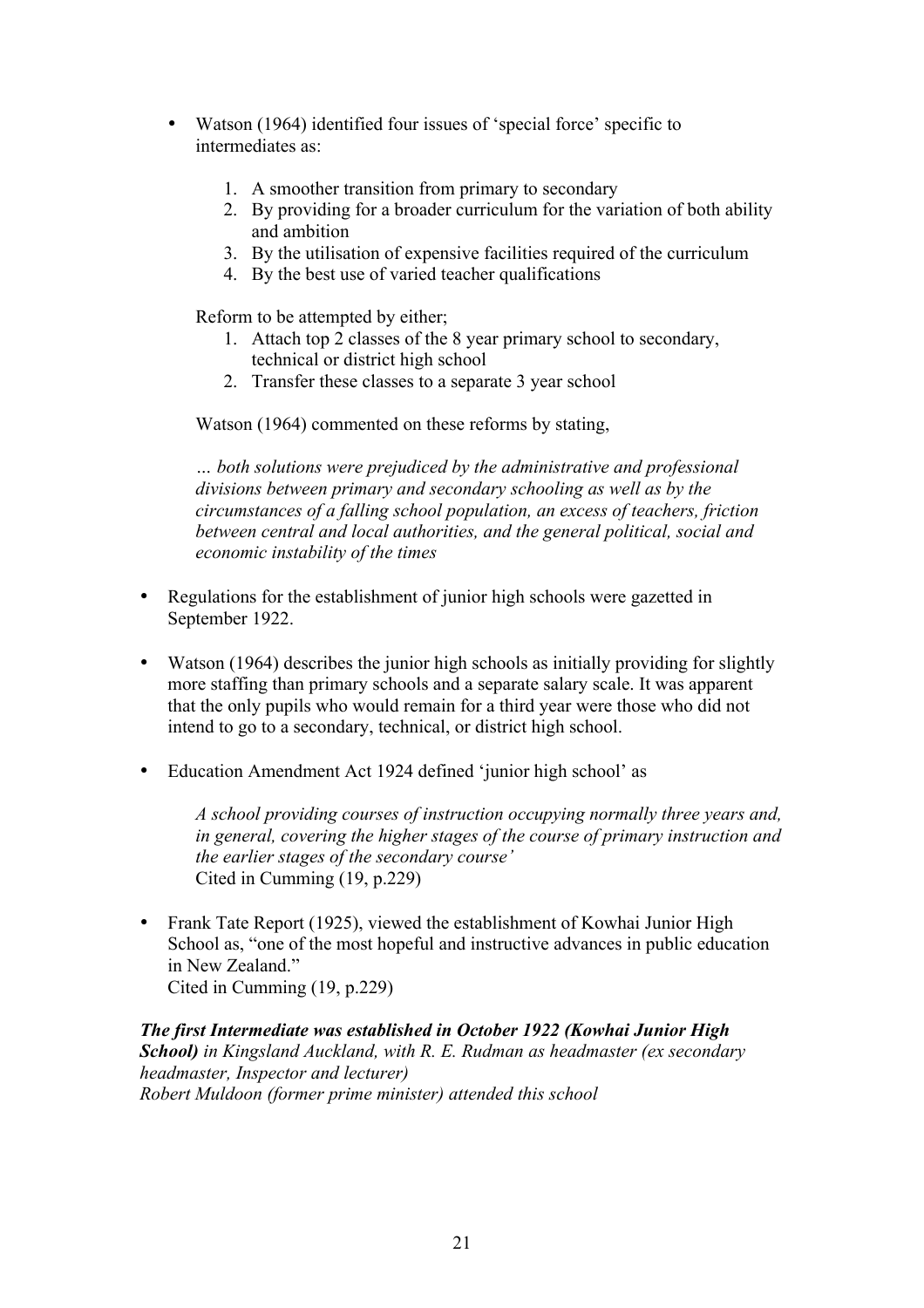- Watson (1964) identified four issues of 'special force' specific to intermediates as:

    1. A smoother transition from primary to secondary
    2. By providing for a broader curriculum for the variation of both ability and ambition
    3. By the utilisation of expensive facilities required of the curriculum
    4. By the best use of varied teacher qualifications

    Reform to be attempted by either;

    1. Attach top 2 classes of the 8 year primary school to secondary, technical or district high school
    2. Transfer these classes to a separate 3 year school

    Watson (1964) commented on these reforms by stating,

    *… both solutions were prejudiced by the administrative and professional divisions between primary and secondary schooling as well as by the circumstances of a falling school population, an excess of teachers, friction between central and local authorities, and the general political, social and economic instability of the times*

- Regulations for the establishment of junior high schools were gazetted in September 1922.

- Watson (1964) describes the junior high schools as initially providing for slightly more staffing than primary schools and a separate salary scale. It was apparent that the only pupils who would remain for a third year were those who did not intend to go to a secondary, technical, or district high school.

- Education Amendment Act 1924 defined 'junior high school' as

    *A school providing courses of instruction occupying normally three years and, in general, covering the higher stages of the course of primary instruction and the earlier stages of the secondary course'*
    Cited in Cumming (19, p.229)

- Frank Tate Report (1925), viewed the establishment of Kowhai Junior High School as, "one of the most hopeful and instructive advances in public education in New Zealand."
    Cited in Cumming (19, p.229)

***The first Intermediate was established in October 1922 (Kowhai Junior High School)*** *in Kingsland Auckland, with R. E. Rudman as headmaster (ex secondary headmaster, Inspector and lecturer)*
*Robert Muldoon (former prime minister) attended this school*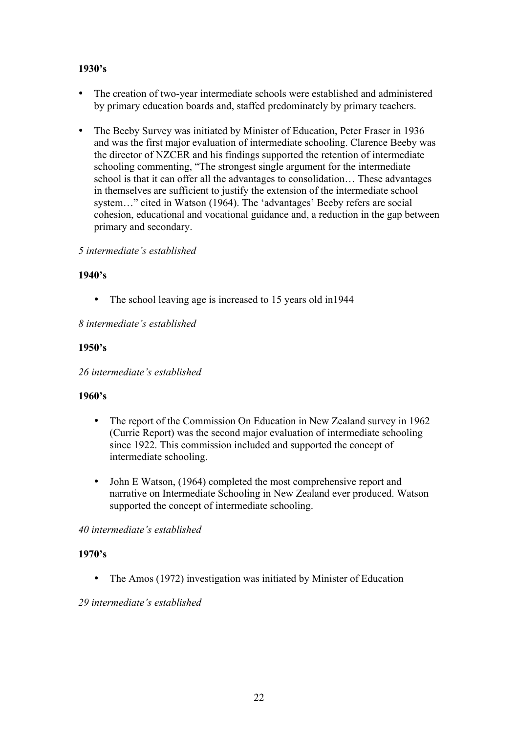**1930's**

- The creation of two-year intermediate schools were established and administered by primary education boards and, staffed predominately by primary teachers.
- The Beeby Survey was initiated by Minister of Education, Peter Fraser in 1936 and was the first major evaluation of intermediate schooling. Clarence Beeby was the director of NZCER and his findings supported the retention of intermediate schooling commenting, "The strongest single argument for the intermediate school is that it can offer all the advantages to consolidation… These advantages in themselves are sufficient to justify the extension of the intermediate school system…" cited in Watson (1964). The 'advantages' Beeby refers are social cohesion, educational and vocational guidance and, a reduction in the gap between primary and secondary.

*5 intermediate's established*

**1940's**

- The school leaving age is increased to 15 years old in1944

*8 intermediate's established*

**1950's**

*26 intermediate's established*

**1960's**

- The report of the Commission On Education in New Zealand survey in 1962 (Currie Report) was the second major evaluation of intermediate schooling since 1922. This commission included and supported the concept of intermediate schooling.
- John E Watson, (1964) completed the most comprehensive report and narrative on Intermediate Schooling in New Zealand ever produced. Watson supported the concept of intermediate schooling.

*40 intermediate's established*

**1970's**

- The Amos (1972) investigation was initiated by Minister of Education

*29 intermediate's established*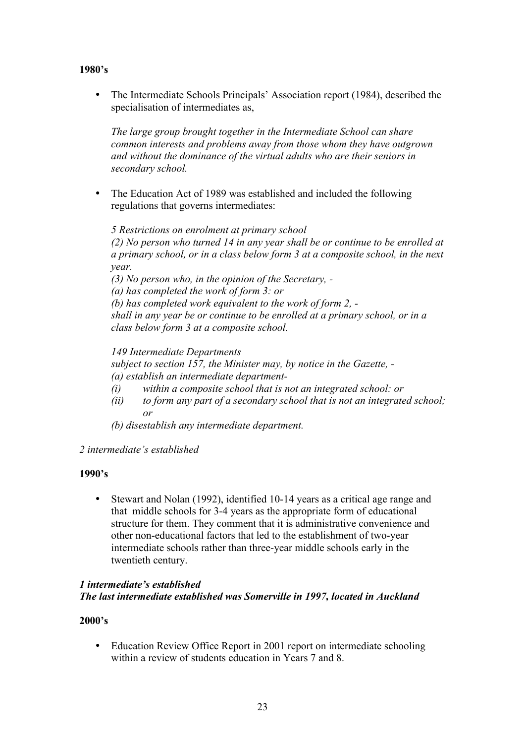**1980's**

- The Intermediate Schools Principals' Association report (1984), described the specialisation of intermediates as,

  *The large group brought together in the Intermediate School can share common interests and problems away from those whom they have outgrown and without the dominance of the virtual adults who are their seniors in secondary school.*

- The Education Act of 1989 was established and included the following regulations that governs intermediates:

  *5 Restrictions on enrolment at primary school*
  *(2) No person who turned 14 in any year shall be or continue to be enrolled at a primary school, or in a class below form 3 at a composite school, in the next year.*
  *(3) No person who, in the opinion of the Secretary, -*
  *(a) has completed the work of form 3: or*
  *(b) has completed work equivalent to the work of form 2, -*
  *shall in any year be or continue to be enrolled at a primary school, or in a class below form 3 at a composite school.*

  *149 Intermediate Departments*
  *subject to section 157, the Minister may, by notice in the Gazette, -*
  *(a) establish an intermediate department-*
  *(i) within a composite school that is not an integrated school: or*
  *(ii) to form any part of a secondary school that is not an integrated school; or*
  *(b) disestablish any intermediate department.*

*2 intermediate's established*

**1990's**

- Stewart and Nolan (1992), identified 10-14 years as a critical age range and that middle schools for 3-4 years as the appropriate form of educational structure for them. They comment that it is administrative convenience and other non-educational factors that led to the establishment of two-year intermediate schools rather than three-year middle schools early in the twentieth century.

***1 intermediate's established***
***The last intermediate established was Somerville in 1997, located in Auckland***

**2000's**

- Education Review Office Report in 2001 report on intermediate schooling within a review of students education in Years 7 and 8.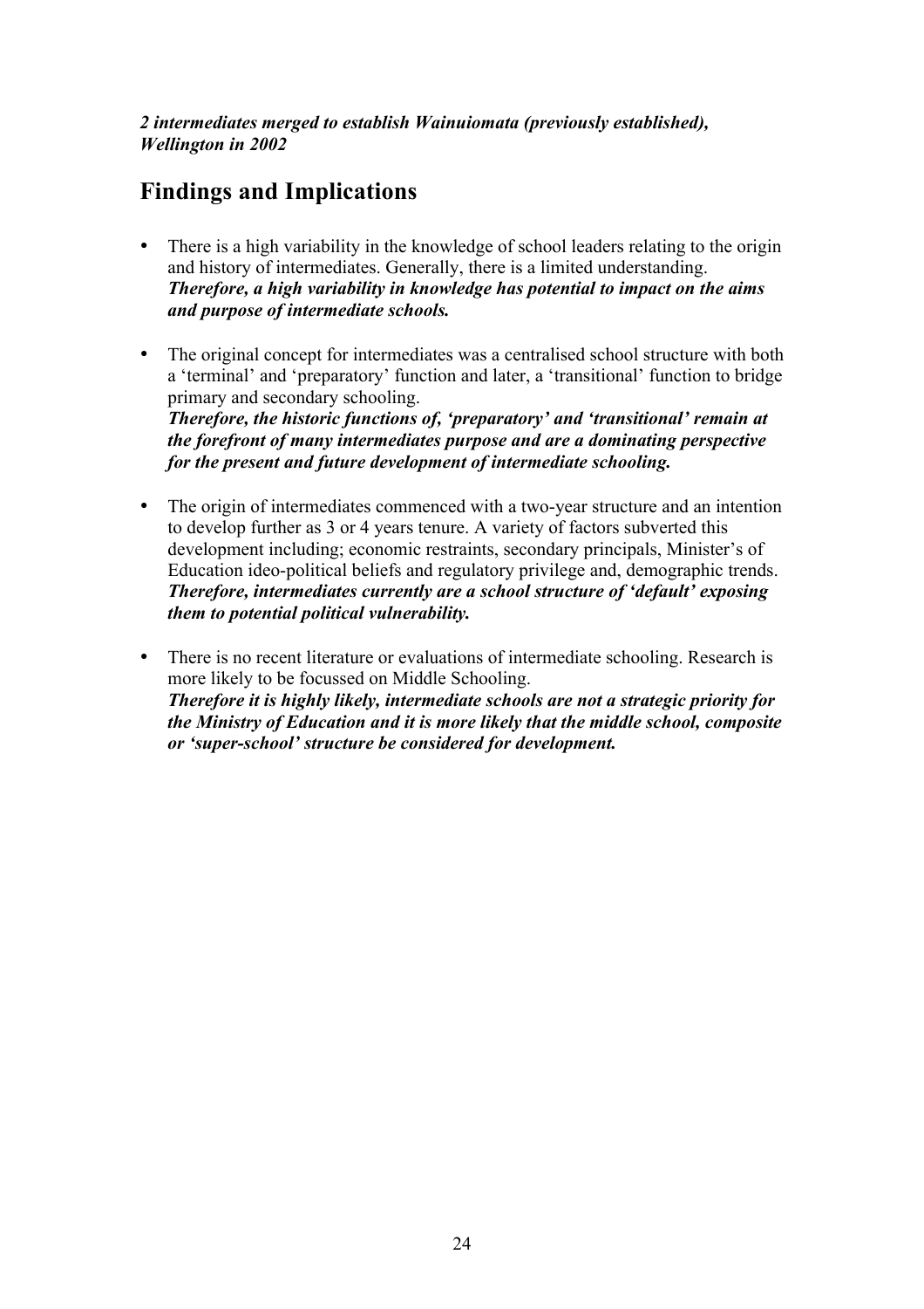***2 intermediates merged to establish Wainuiomata (previously established), Wellington in 2002***

## Findings and Implications

- There is a high variability in the knowledge of school leaders relating to the origin and history of intermediates. Generally, there is a limited understanding. ***Therefore, a high variability in knowledge has potential to impact on the aims and purpose of intermediate schools.***

- The original concept for intermediates was a centralised school structure with both a 'terminal' and 'preparatory' function and later, a 'transitional' function to bridge primary and secondary schooling. ***Therefore, the historic functions of, 'preparatory' and 'transitional' remain at the forefront of many intermediates purpose and are a dominating perspective for the present and future development of intermediate schooling.***

- The origin of intermediates commenced with a two-year structure and an intention to develop further as 3 or 4 years tenure. A variety of factors subverted this development including; economic restraints, secondary principals, Minister's of Education ideo-political beliefs and regulatory privilege and, demographic trends. ***Therefore, intermediates currently are a school structure of 'default' exposing them to potential political vulnerability.***

- There is no recent literature or evaluations of intermediate schooling. Research is more likely to be focussed on Middle Schooling. ***Therefore it is highly likely, intermediate schools are not a strategic priority for the Ministry of Education and it is more likely that the middle school, composite or 'super-school' structure be considered for development.***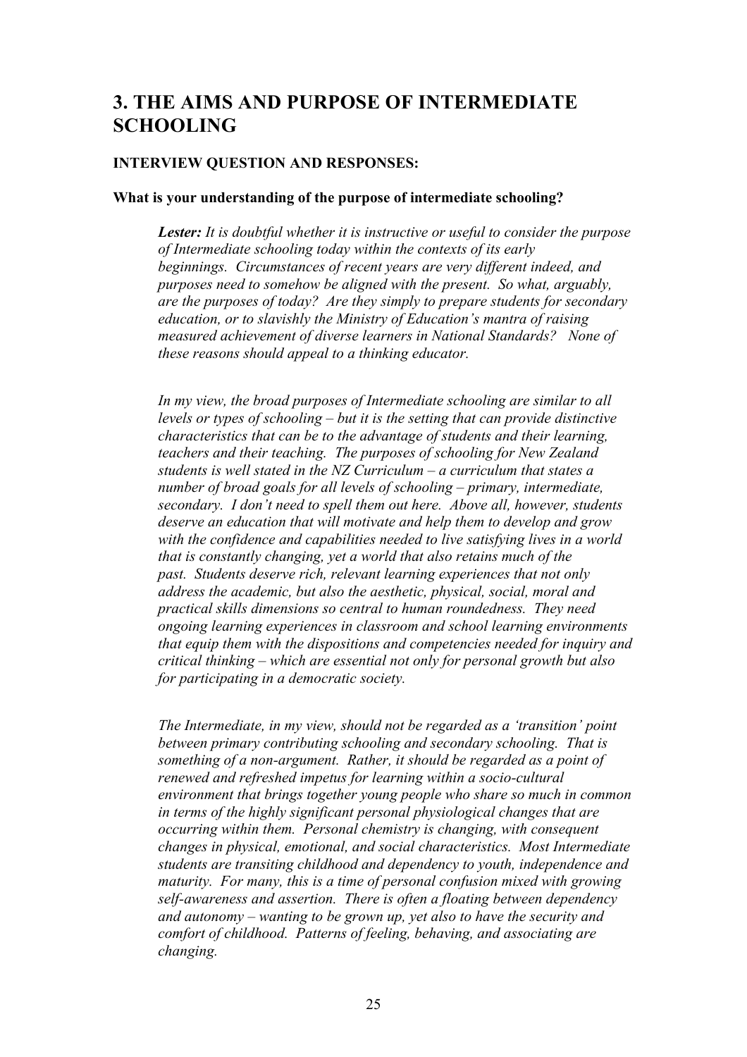## 3. THE AIMS AND PURPOSE OF INTERMEDIATE SCHOOLING

**INTERVIEW QUESTION AND RESPONSES:**

**What is your understanding of the purpose of intermediate schooling?**

> ***Lester:*** *It is doubtful whether it is instructive or useful to consider the purpose of Intermediate schooling today within the contexts of its early beginnings. Circumstances of recent years are very different indeed, and purposes need to somehow be aligned with the present. So what, arguably, are the purposes of today? Are they simply to prepare students for secondary education, or to slavishly the Ministry of Education's mantra of raising measured achievement of diverse learners in National Standards? None of these reasons should appeal to a thinking educator.*
>
> *In my view, the broad purposes of Intermediate schooling are similar to all levels or types of schooling – but it is the setting that can provide distinctive characteristics that can be to the advantage of students and their learning, teachers and their teaching. The purposes of schooling for New Zealand students is well stated in the NZ Curriculum – a curriculum that states a number of broad goals for all levels of schooling – primary, intermediate, secondary. I don't need to spell them out here. Above all, however, students deserve an education that will motivate and help them to develop and grow with the confidence and capabilities needed to live satisfying lives in a world that is constantly changing, yet a world that also retains much of the past. Students deserve rich, relevant learning experiences that not only address the academic, but also the aesthetic, physical, social, moral and practical skills dimensions so central to human roundedness. They need ongoing learning experiences in classroom and school learning environments that equip them with the dispositions and competencies needed for inquiry and critical thinking – which are essential not only for personal growth but also for participating in a democratic society.*
>
> *The Intermediate, in my view, should not be regarded as a 'transition' point between primary contributing schooling and secondary schooling. That is something of a non-argument. Rather, it should be regarded as a point of renewed and refreshed impetus for learning within a socio-cultural environment that brings together young people who share so much in common in terms of the highly significant personal physiological changes that are occurring within them. Personal chemistry is changing, with consequent changes in physical, emotional, and social characteristics. Most Intermediate students are transiting childhood and dependency to youth, independence and maturity. For many, this is a time of personal confusion mixed with growing self-awareness and assertion. There is often a floating between dependency and autonomy – wanting to be grown up, yet also to have the security and comfort of childhood. Patterns of feeling, behaving, and associating are changing.*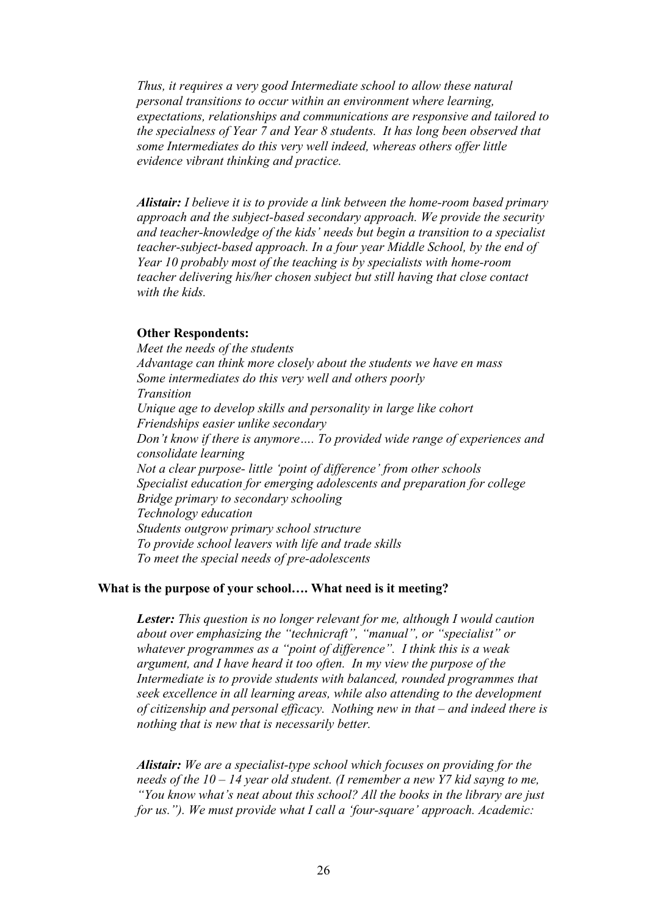*Thus, it requires a very good Intermediate school to allow these natural personal transitions to occur within an environment where learning, expectations, relationships and communications are responsive and tailored to the specialness of Year 7 and Year 8 students. It has long been observed that some Intermediates do this very well indeed, whereas others offer little evidence vibrant thinking and practice.*

***Alistair:** I believe it is to provide a link between the home-room based primary approach and the subject-based secondary approach. We provide the security and teacher-knowledge of the kids' needs but begin a transition to a specialist teacher-subject-based approach. In a four year Middle School, by the end of Year 10 probably most of the teaching is by specialists with home-room teacher delivering his/her chosen subject but still having that close contact with the kids.*

**Other Respondents:**

*Meet the needs of the students*
*Advantage can think more closely about the students we have en mass*
*Some intermediates do this very well and others poorly*
*Transition*
*Unique age to develop skills and personality in large like cohort*
*Friendships easier unlike secondary*
*Don't know if there is anymore…. To provided wide range of experiences and consolidate learning*
*Not a clear purpose- little 'point of difference' from other schools*
*Specialist education for emerging adolescents and preparation for college*
*Bridge primary to secondary schooling*
*Technology education*
*Students outgrow primary school structure*
*To provide school leavers with life and trade skills*
*To meet the special needs of pre-adolescents*

**What is the purpose of your school…. What need is it meeting?**

***Lester:** This question is no longer relevant for me, although I would caution about over emphasizing the "technicraft", "manual", or "specialist" or whatever programmes as a "point of difference". I think this is a weak argument, and I have heard it too often. In my view the purpose of the Intermediate is to provide students with balanced, rounded programmes that seek excellence in all learning areas, while also attending to the development of citizenship and personal efficacy. Nothing new in that – and indeed there is nothing that is new that is necessarily better.*

***Alistair:** We are a specialist-type school which focuses on providing for the needs of the 10 – 14 year old student. (I remember a new Y7 kid sayng to me, "You know what's neat about this school? All the books in the library are just for us."). We must provide what I call a 'four-square' approach. Academic:*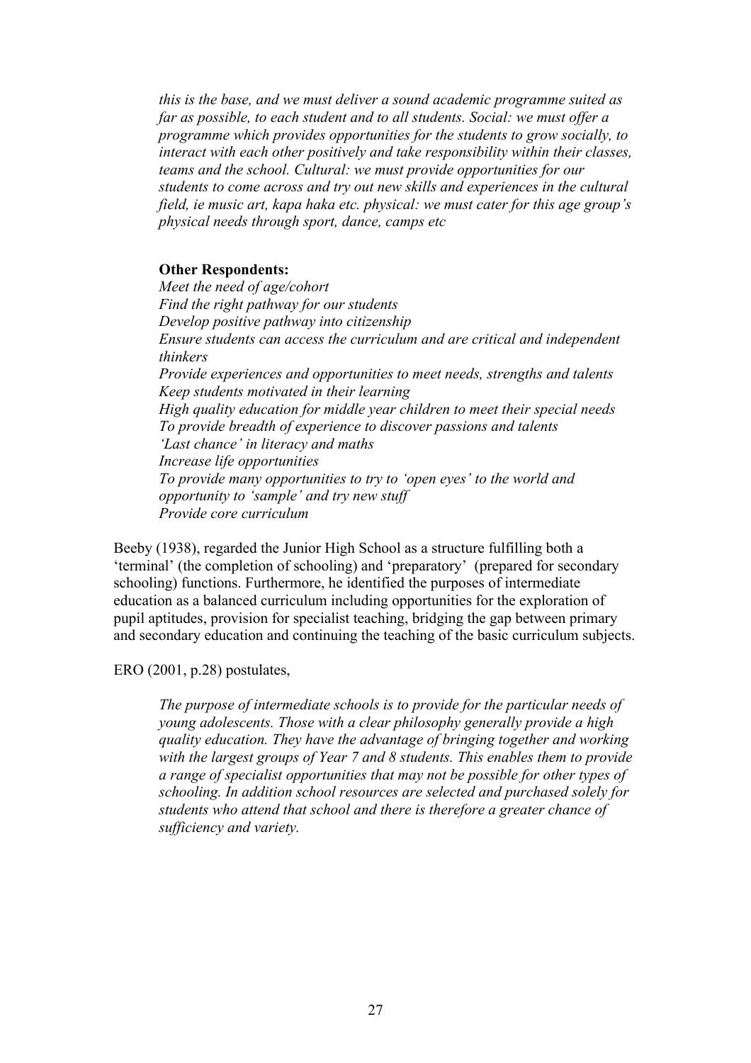*this is the base, and we must deliver a sound academic programme suited as far as possible, to each student and to all students. Social: we must offer a programme which provides opportunities for the students to grow socially, to interact with each other positively and take responsibility within their classes, teams and the school. Cultural: we must provide opportunities for our students to come across and try out new skills and experiences in the cultural field, ie music art, kapa haka etc. physical: we must cater for this age group's physical needs through sport, dance, camps etc*

**Other Respondents:**

*Meet the need of age/cohort*
*Find the right pathway for our students*
*Develop positive pathway into citizenship*
*Ensure students can access the curriculum and are critical and independent thinkers*
*Provide experiences and opportunities to meet needs, strengths and talents*
*Keep students motivated in their learning*
*High quality education for middle year children to meet their special needs*
*To provide breadth of experience to discover passions and talents*
*'Last chance' in literacy and maths*
*Increase life opportunities*
*To provide many opportunities to try to 'open eyes' to the world and opportunity to 'sample' and try new stuff*
*Provide core curriculum*

Beeby (1938), regarded the Junior High School as a structure fulfilling both a 'terminal' (the completion of schooling) and 'preparatory' (prepared for secondary schooling) functions. Furthermore, he identified the purposes of intermediate education as a balanced curriculum including opportunities for the exploration of pupil aptitudes, provision for specialist teaching, bridging the gap between primary and secondary education and continuing the teaching of the basic curriculum subjects.

ERO (2001, p.28) postulates,

> *The purpose of intermediate schools is to provide for the particular needs of young adolescents. Those with a clear philosophy generally provide a high quality education. They have the advantage of bringing together and working with the largest groups of Year 7 and 8 students. This enables them to provide a range of specialist opportunities that may not be possible for other types of schooling. In addition school resources are selected and purchased solely for students who attend that school and there is therefore a greater chance of sufficiency and variety.*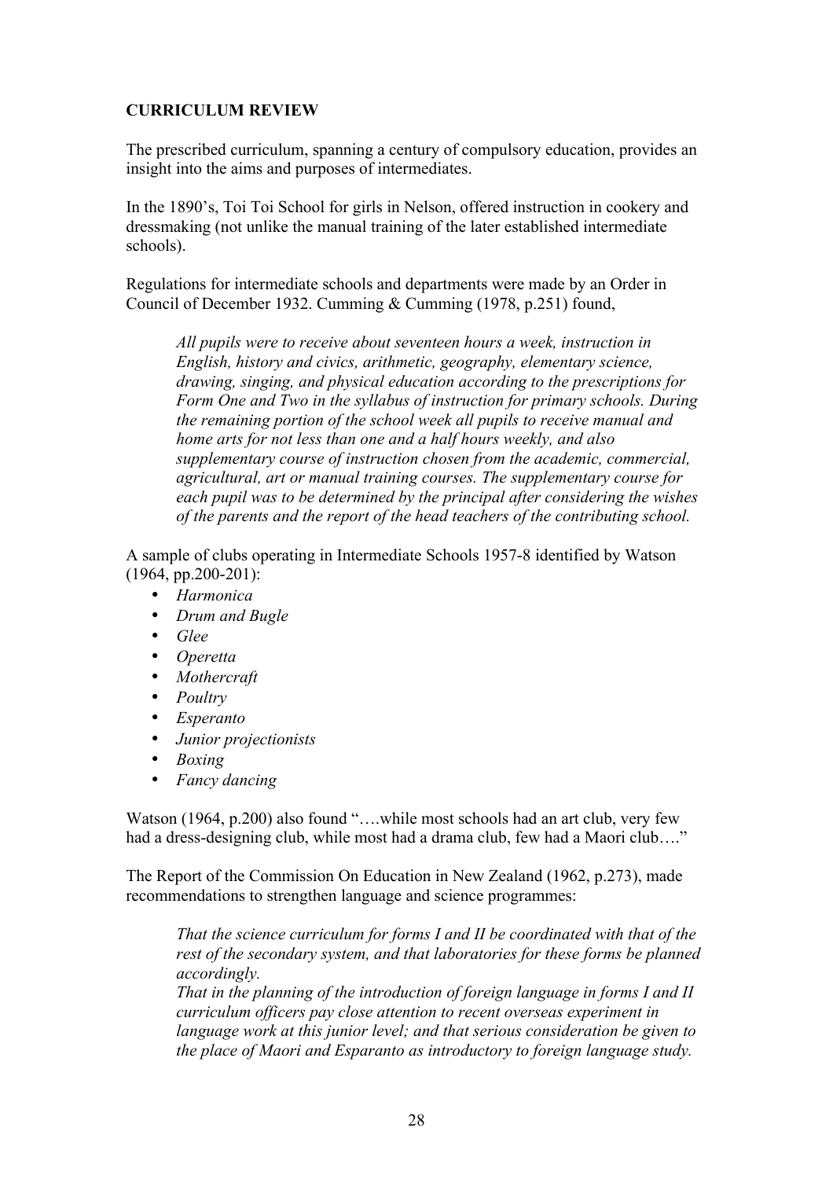**CURRICULUM REVIEW**

The prescribed curriculum, spanning a century of compulsory education, provides an insight into the aims and purposes of intermediates.

In the 1890's, Toi Toi School for girls in Nelson, offered instruction in cookery and dressmaking (not unlike the manual training of the later established intermediate schools).

Regulations for intermediate schools and departments were made by an Order in Council of December 1932. Cumming & Cumming (1978, p.251) found,

> *All pupils were to receive about seventeen hours a week, instruction in English, history and civics, arithmetic, geography, elementary science, drawing, singing, and physical education according to the prescriptions for Form One and Two in the syllabus of instruction for primary schools. During the remaining portion of the school week all pupils to receive manual and home arts for not less than one and a half hours weekly, and also supplementary course of instruction chosen from the academic, commercial, agricultural, art or manual training courses. The supplementary course for each pupil was to be determined by the principal after considering the wishes of the parents and the report of the head teachers of the contributing school.*

A sample of clubs operating in Intermediate Schools 1957-8 identified by Watson (1964, pp.200-201):

- *Harmonica*
- *Drum and Bugle*
- *Glee*
- *Operetta*
- *Mothercraft*
- *Poultry*
- *Esperanto*
- *Junior projectionists*
- *Boxing*
- *Fancy dancing*

Watson (1964, p.200) also found "….while most schools had an art club, very few had a dress-designing club, while most had a drama club, few had a Maori club…."

The Report of the Commission On Education in New Zealand (1962, p.273), made recommendations to strengthen language and science programmes:

> *That the science curriculum for forms I and II be coordinated with that of the rest of the secondary system, and that laboratories for these forms be planned accordingly.*
> *That in the planning of the introduction of foreign language in forms I and II curriculum officers pay close attention to recent overseas experiment in language work at this junior level; and that serious consideration be given to the place of Maori and Esparanto as introductory to foreign language study.*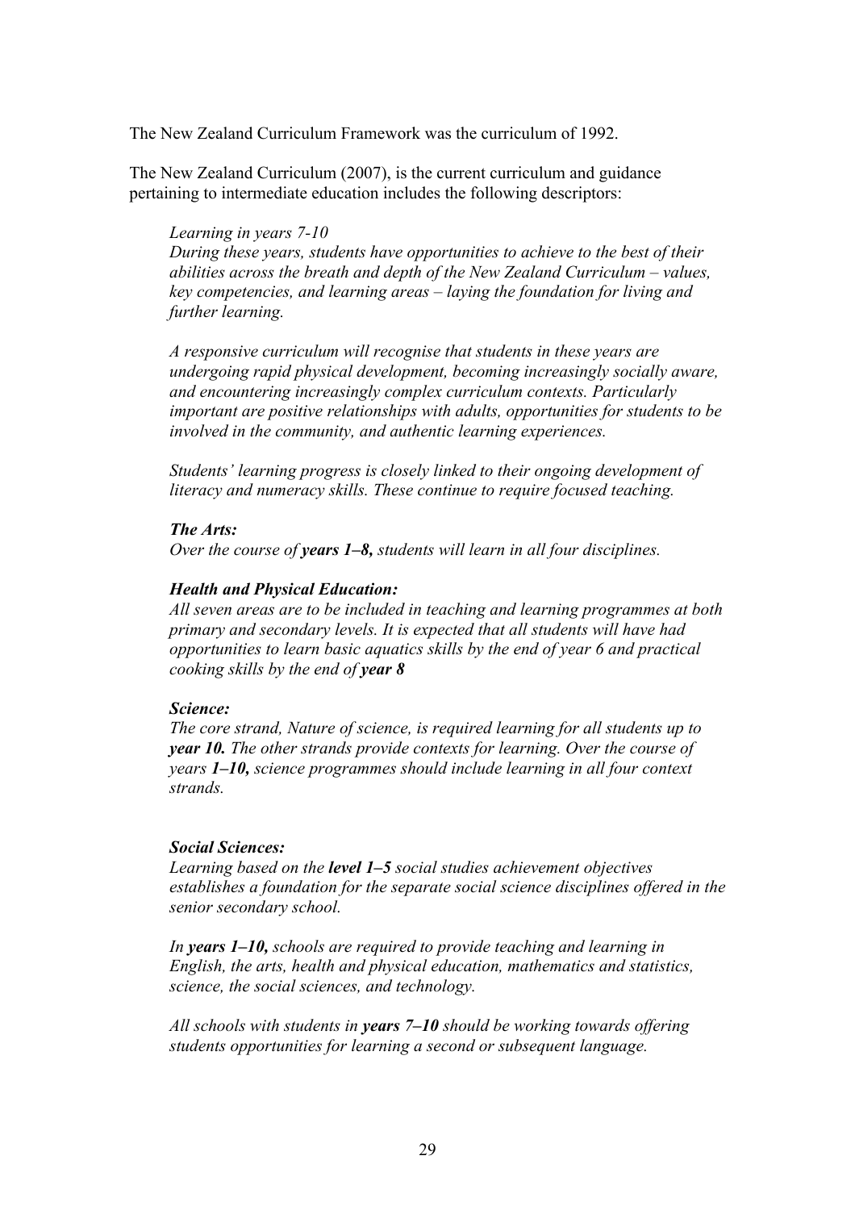The New Zealand Curriculum Framework was the curriculum of 1992.

The New Zealand Curriculum (2007), is the current curriculum and guidance pertaining to intermediate education includes the following descriptors:

> *Learning in years 7-10*
> *During these years, students have opportunities to achieve to the best of their abilities across the breath and depth of the New Zealand Curriculum – values, key competencies, and learning areas – laying the foundation for living and further learning.*
>
> *A responsive curriculum will recognise that students in these years are undergoing rapid physical development, becoming increasingly socially aware, and encountering increasingly complex curriculum contexts. Particularly important are positive relationships with adults, opportunities for students to be involved in the community, and authentic learning experiences.*
>
> *Students' learning progress is closely linked to their ongoing development of literacy and numeracy skills. These continue to require focused teaching.*
>
> ***The Arts:***
> *Over the course of **years 1–8,** students will learn in all four disciplines.*
>
> ***Health and Physical Education:***
> *All seven areas are to be included in teaching and learning programmes at both primary and secondary levels. It is expected that all students will have had opportunities to learn basic aquatics skills by the end of year 6 and practical cooking skills by the end of **year 8***
>
> ***Science:***
> *The core strand, Nature of science, is required learning for all students up to **year 10.** The other strands provide contexts for learning. Over the course of years **1–10,** science programmes should include learning in all four context strands.*
>
> ***Social Sciences:***
> *Learning based on the **level 1–5** social studies achievement objectives establishes a foundation for the separate social science disciplines offered in the senior secondary school.*
>
> *In **years 1–10,** schools are required to provide teaching and learning in English, the arts, health and physical education, mathematics and statistics, science, the social sciences, and technology.*
>
> *All schools with students in **years 7–10** should be working towards offering students opportunities for learning a second or subsequent language.*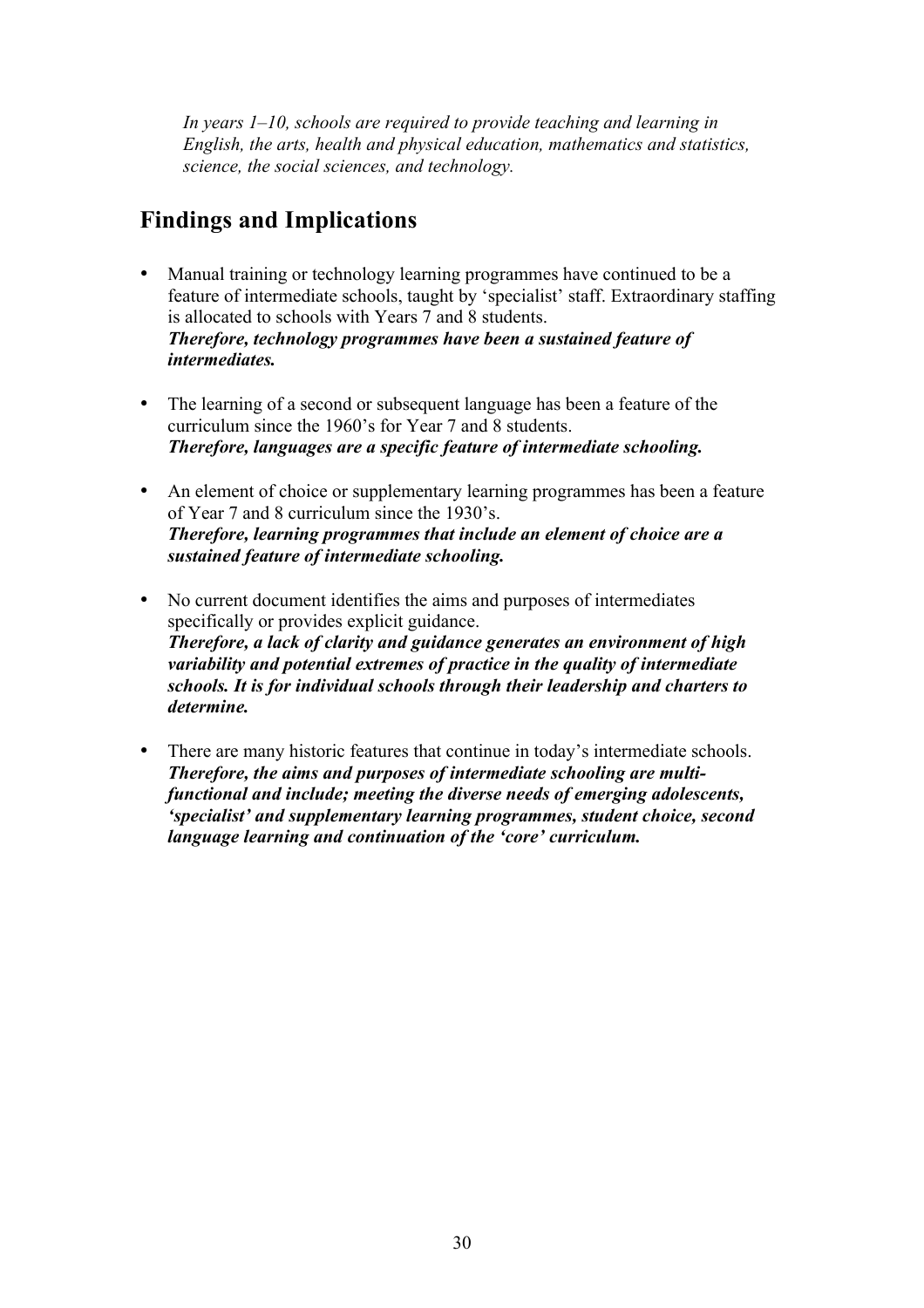*In years 1–10, schools are required to provide teaching and learning in English, the arts, health and physical education, mathematics and statistics, science, the social sciences, and technology.*

## Findings and Implications

- Manual training or technology learning programmes have continued to be a feature of intermediate schools, taught by 'specialist' staff. Extraordinary staffing is allocated to schools with Years 7 and 8 students.
  ***Therefore, technology programmes have been a sustained feature of intermediates.***

- The learning of a second or subsequent language has been a feature of the curriculum since the 1960's for Year 7 and 8 students.
  ***Therefore, languages are a specific feature of intermediate schooling.***

- An element of choice or supplementary learning programmes has been a feature of Year 7 and 8 curriculum since the 1930's.
  ***Therefore, learning programmes that include an element of choice are a sustained feature of intermediate schooling.***

- No current document identifies the aims and purposes of intermediates specifically or provides explicit guidance.
  ***Therefore, a lack of clarity and guidance generates an environment of high variability and potential extremes of practice in the quality of intermediate schools. It is for individual schools through their leadership and charters to determine.***

- There are many historic features that continue in today's intermediate schools.
  ***Therefore, the aims and purposes of intermediate schooling are multi-functional and include; meeting the diverse needs of emerging adolescents, 'specialist' and supplementary learning programmes, student choice, second language learning and continuation of the 'core' curriculum.***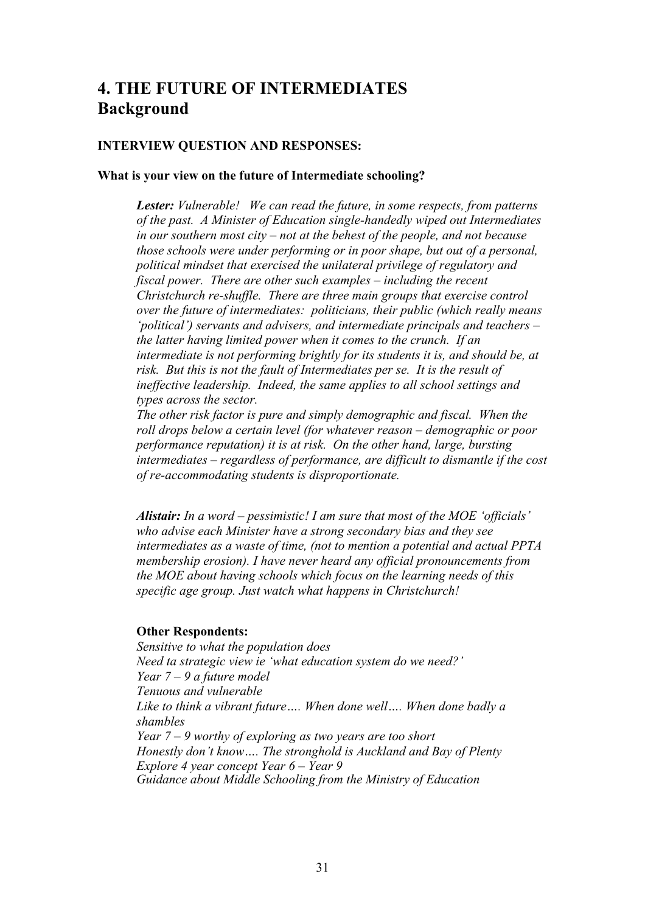# 4. THE FUTURE OF INTERMEDIATES
## Background

**INTERVIEW QUESTION AND RESPONSES:**

**What is your view on the future of Intermediate schooling?**

***Lester:*** *Vulnerable! We can read the future, in some respects, from patterns of the past. A Minister of Education single-handedly wiped out Intermediates in our southern most city – not at the behest of the people, and not because those schools were under performing or in poor shape, but out of a personal, political mindset that exercised the unilateral privilege of regulatory and fiscal power. There are other such examples – including the recent Christchurch re-shuffle. There are three main groups that exercise control over the future of intermediates: politicians, their public (which really means 'political') servants and advisers, and intermediate principals and teachers – the latter having limited power when it comes to the crunch. If an intermediate is not performing brightly for its students it is, and should be, at risk. But this is not the fault of Intermediates per se. It is the result of ineffective leadership. Indeed, the same applies to all school settings and types across the sector.*
*The other risk factor is pure and simply demographic and fiscal. When the roll drops below a certain level (for whatever reason – demographic or poor performance reputation) it is at risk. On the other hand, large, bursting intermediates – regardless of performance, are difficult to dismantle if the cost of re-accommodating students is disproportionate.*

***Alistair:*** *In a word – pessimistic! I am sure that most of the MOE 'officials' who advise each Minister have a strong secondary bias and they see intermediates as a waste of time, (not to mention a potential and actual PPTA membership erosion). I have never heard any official pronouncements from the MOE about having schools which focus on the learning needs of this specific age group. Just watch what happens in Christchurch!*

**Other Respondents:**
*Sensitive to what the population does*
*Need ta strategic view ie 'what education system do we need?'*
*Year 7 – 9 a future model*
*Tenuous and vulnerable*
*Like to think a vibrant future…. When done well…. When done badly a shambles*
*Year 7 – 9 worthy of exploring as two years are too short*
*Honestly don't know…. The stronghold is Auckland and Bay of Plenty*
*Explore 4 year concept Year 6 – Year 9*
*Guidance about Middle Schooling from the Ministry of Education*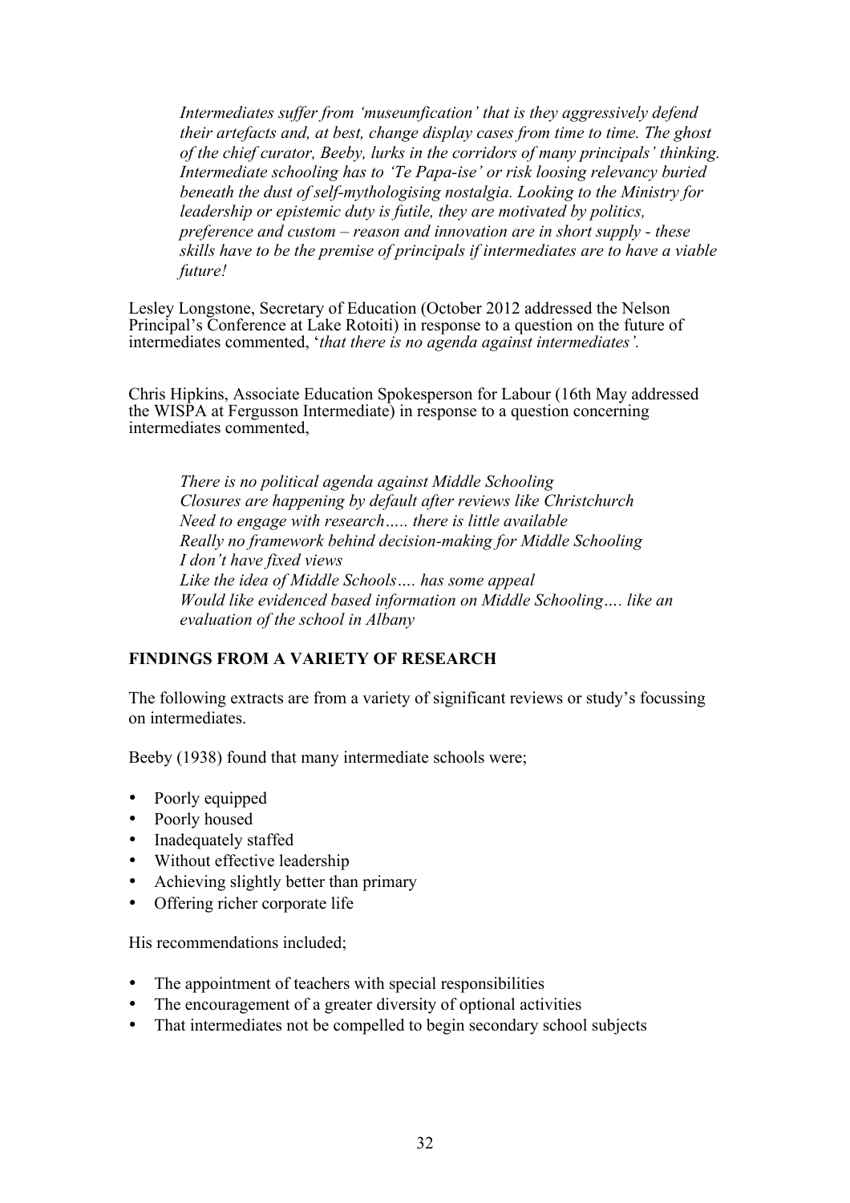*Intermediates suffer from 'museumfication' that is they aggressively defend their artefacts and, at best, change display cases from time to time. The ghost of the chief curator, Beeby, lurks in the corridors of many principals' thinking. Intermediate schooling has to 'Te Papa-ise' or risk loosing relevancy buried beneath the dust of self-mythologising nostalgia. Looking to the Ministry for leadership or epistemic duty is futile, they are motivated by politics, preference and custom – reason and innovation are in short supply - these skills have to be the premise of principals if intermediates are to have a viable future!*

Lesley Longstone, Secretary of Education (October 2012 addressed the Nelson Principal's Conference at Lake Rotoiti) in response to a question on the future of intermediates commented, '*that there is no agenda against intermediates'.*

Chris Hipkins, Associate Education Spokesperson for Labour (16th May addressed the WISPA at Fergusson Intermediate) in response to a question concerning intermediates commented,

*There is no political agenda against Middle Schooling*
*Closures are happening by default after reviews like Christchurch*
*Need to engage with research….. there is little available*
*Really no framework behind decision-making for Middle Schooling*
*I don't have fixed views*
*Like the idea of Middle Schools…. has some appeal*
*Would like evidenced based information on Middle Schooling…. like an evaluation of the school in Albany*

**FINDINGS FROM A VARIETY OF RESEARCH**

The following extracts are from a variety of significant reviews or study's focussing on intermediates.

Beeby (1938) found that many intermediate schools were;

- Poorly equipped
- Poorly housed
- Inadequately staffed
- Without effective leadership
- Achieving slightly better than primary
- Offering richer corporate life

His recommendations included;

- The appointment of teachers with special responsibilities
- The encouragement of a greater diversity of optional activities
- That intermediates not be compelled to begin secondary school subjects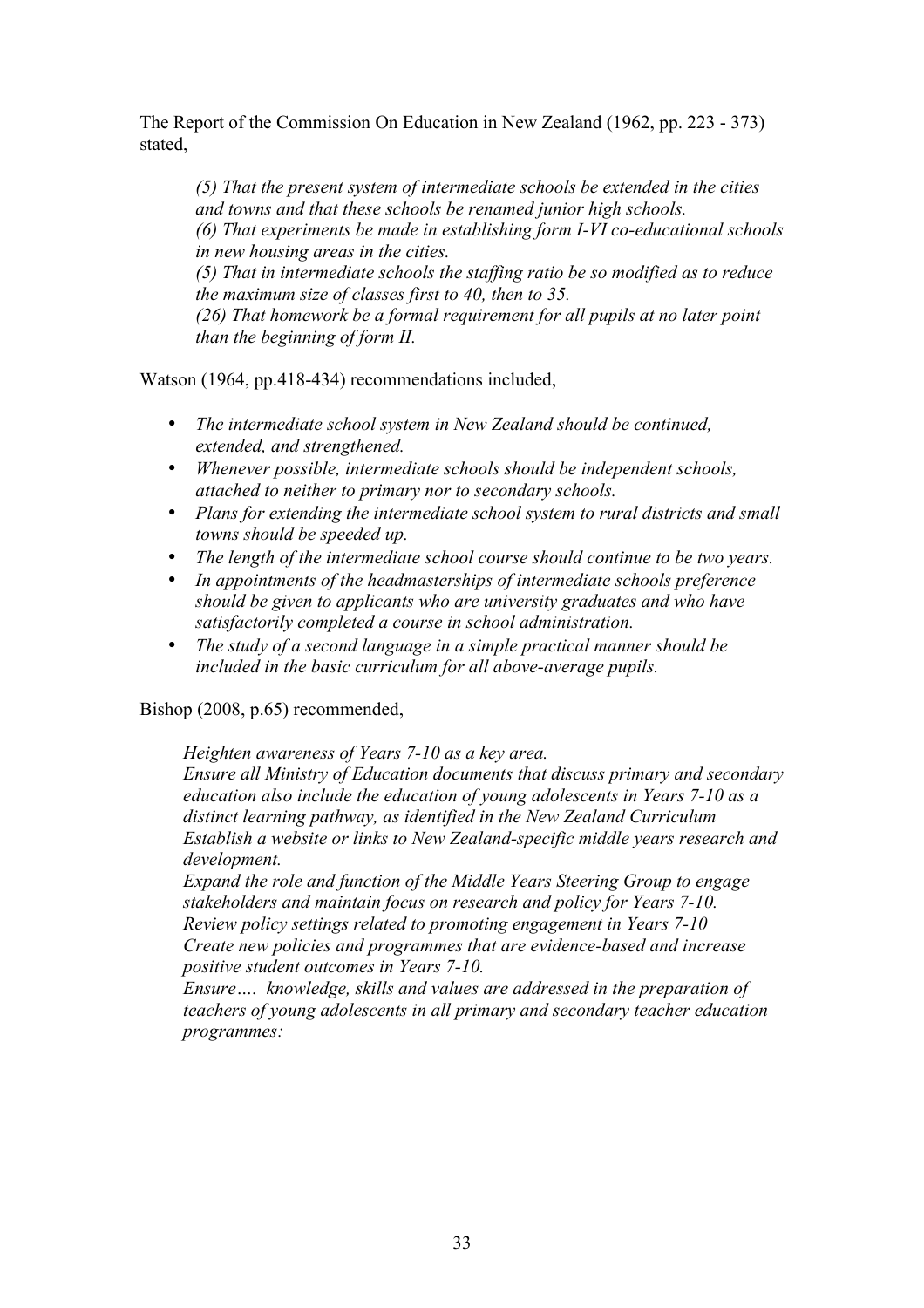The Report of the Commission On Education in New Zealand (1962, pp. 223 - 373) stated,

> *(5) That the present system of intermediate schools be extended in the cities and towns and that these schools be renamed junior high schools.*
> *(6) That experiments be made in establishing form I-VI co-educational schools in new housing areas in the cities.*
> *(5) That in intermediate schools the staffing ratio be so modified as to reduce the maximum size of classes first to 40, then to 35.*
> *(26) That homework be a formal requirement for all pupils at no later point than the beginning of form II.*

Watson (1964, pp.418-434) recommendations included,

- *The intermediate school system in New Zealand should be continued, extended, and strengthened.*
- *Whenever possible, intermediate schools should be independent schools, attached to neither to primary nor to secondary schools.*
- *Plans for extending the intermediate school system to rural districts and small towns should be speeded up.*
- *The length of the intermediate school course should continue to be two years.*
- *In appointments of the headmasterships of intermediate schools preference should be given to applicants who are university graduates and who have satisfactorily completed a course in school administration.*
- *The study of a second language in a simple practical manner should be included in the basic curriculum for all above-average pupils.*

Bishop (2008, p.65) recommended,

> *Heighten awareness of Years 7-10 as a key area.*
> *Ensure all Ministry of Education documents that discuss primary and secondary education also include the education of young adolescents in Years 7-10 as a distinct learning pathway, as identified in the New Zealand Curriculum*
> *Establish a website or links to New Zealand-specific middle years research and development.*
> *Expand the role and function of the Middle Years Steering Group to engage stakeholders and maintain focus on research and policy for Years 7-10.*
> *Review policy settings related to promoting engagement in Years 7-10*
> *Create new policies and programmes that are evidence-based and increase positive student outcomes in Years 7-10.*
> *Ensure…. knowledge, skills and values are addressed in the preparation of teachers of young adolescents in all primary and secondary teacher education programmes:*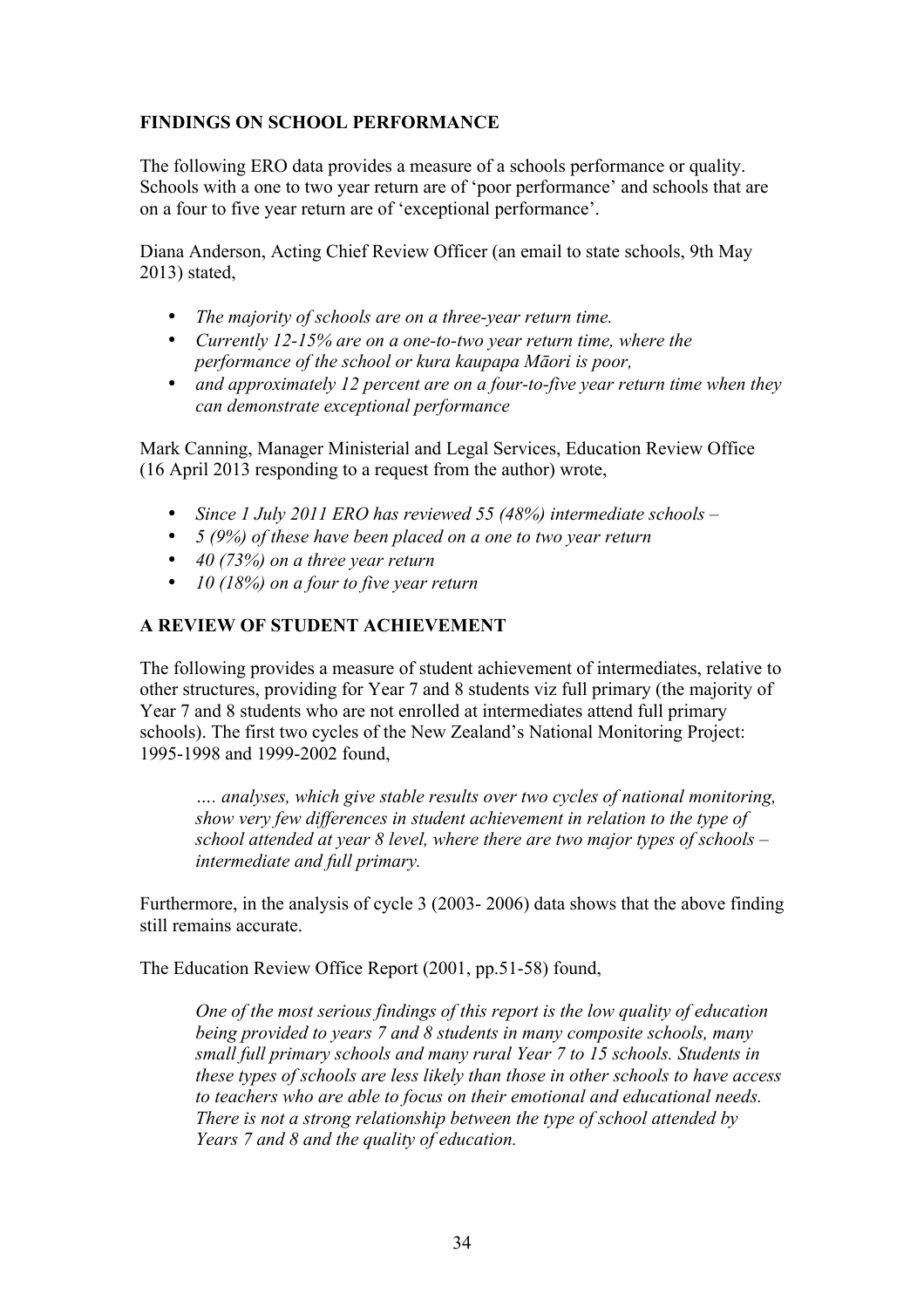**FINDINGS ON SCHOOL PERFORMANCE**

The following ERO data provides a measure of a schools performance or quality. Schools with a one to two year return are of 'poor performance' and schools that are on a four to five year return are of 'exceptional performance'.

Diana Anderson, Acting Chief Review Officer (an email to state schools, 9th May 2013) stated,

- *The majority of schools are on a three-year return time.*
- *Currently 12-15% are on a one-to-two year return time, where the performance of the school or kura kaupapa Māori is poor,*
- *and approximately 12 percent are on a four-to-five year return time when they can demonstrate exceptional performance*

Mark Canning, Manager Ministerial and Legal Services, Education Review Office (16 April 2013 responding to a request from the author) wrote,

- *Since 1 July 2011 ERO has reviewed 55 (48%) intermediate schools –*
- *5 (9%) of these have been placed on a one to two year return*
- *40 (73%) on a three year return*
- *10 (18%) on a four to five year return*

**A REVIEW OF STUDENT ACHIEVEMENT**

The following provides a measure of student achievement of intermediates, relative to other structures, providing for Year 7 and 8 students viz full primary (the majority of Year 7 and 8 students who are not enrolled at intermediates attend full primary schools). The first two cycles of the New Zealand's National Monitoring Project: 1995-1998 and 1999-2002 found,

> *…. analyses, which give stable results over two cycles of national monitoring, show very few differences in student achievement in relation to the type of school attended at year 8 level, where there are two major types of schools – intermediate and full primary.*

Furthermore, in the analysis of cycle 3 (2003- 2006) data shows that the above finding still remains accurate.

The Education Review Office Report (2001, pp.51-58) found,

> *One of the most serious findings of this report is the low quality of education being provided to years 7 and 8 students in many composite schools, many small full primary schools and many rural Year 7 to 15 schools. Students in these types of schools are less likely than those in other schools to have access to teachers who are able to focus on their emotional and educational needs. There is not a strong relationship between the type of school attended by Years 7 and 8 and the quality of education.*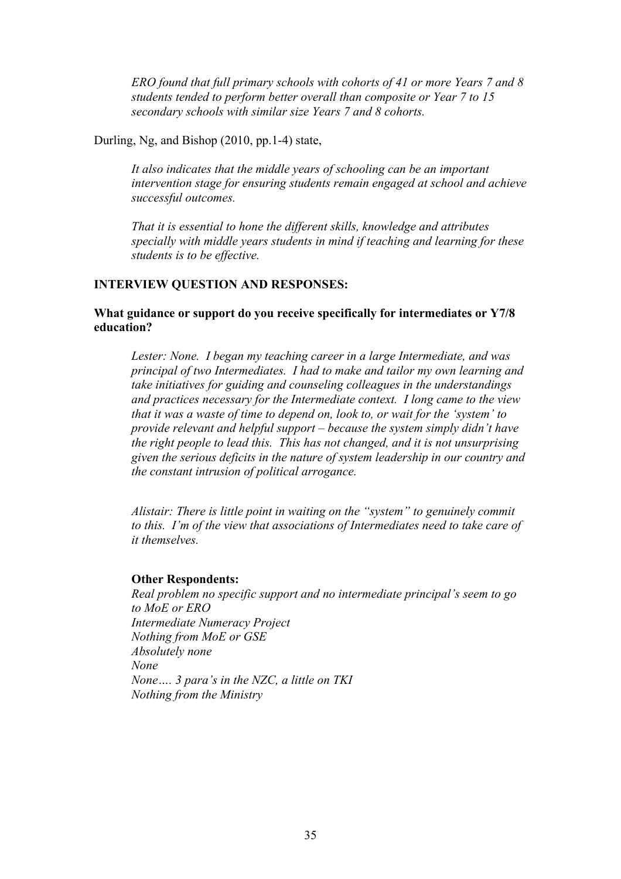*ERO found that full primary schools with cohorts of 41 or more Years 7 and 8 students tended to perform better overall than composite or Year 7 to 15 secondary schools with similar size Years 7 and 8 cohorts.*

Durling, Ng, and Bishop (2010, pp.1-4) state,

*It also indicates that the middle years of schooling can be an important intervention stage for ensuring students remain engaged at school and achieve successful outcomes.*

*That it is essential to hone the different skills, knowledge and attributes specially with middle years students in mind if teaching and learning for these students is to be effective.*

**INTERVIEW QUESTION AND RESPONSES:**

**What guidance or support do you receive specifically for intermediates or Y7/8 education?**

*Lester: None. I began my teaching career in a large Intermediate, and was principal of two Intermediates. I had to make and tailor my own learning and take initiatives for guiding and counseling colleagues in the understandings and practices necessary for the Intermediate context. I long came to the view that it was a waste of time to depend on, look to, or wait for the 'system' to provide relevant and helpful support – because the system simply didn't have the right people to lead this. This has not changed, and it is not unsurprising given the serious deficits in the nature of system leadership in our country and the constant intrusion of political arrogance.*

*Alistair: There is little point in waiting on the "system" to genuinely commit to this. I'm of the view that associations of Intermediates need to take care of it themselves.*

**Other Respondents:**

*Real problem no specific support and no intermediate principal's seem to go to MoE or ERO*
*Intermediate Numeracy Project*
*Nothing from MoE or GSE*
*Absolutely none*
*None*
*None…. 3 para's in the NZC, a little on TKI*
*Nothing from the Ministry*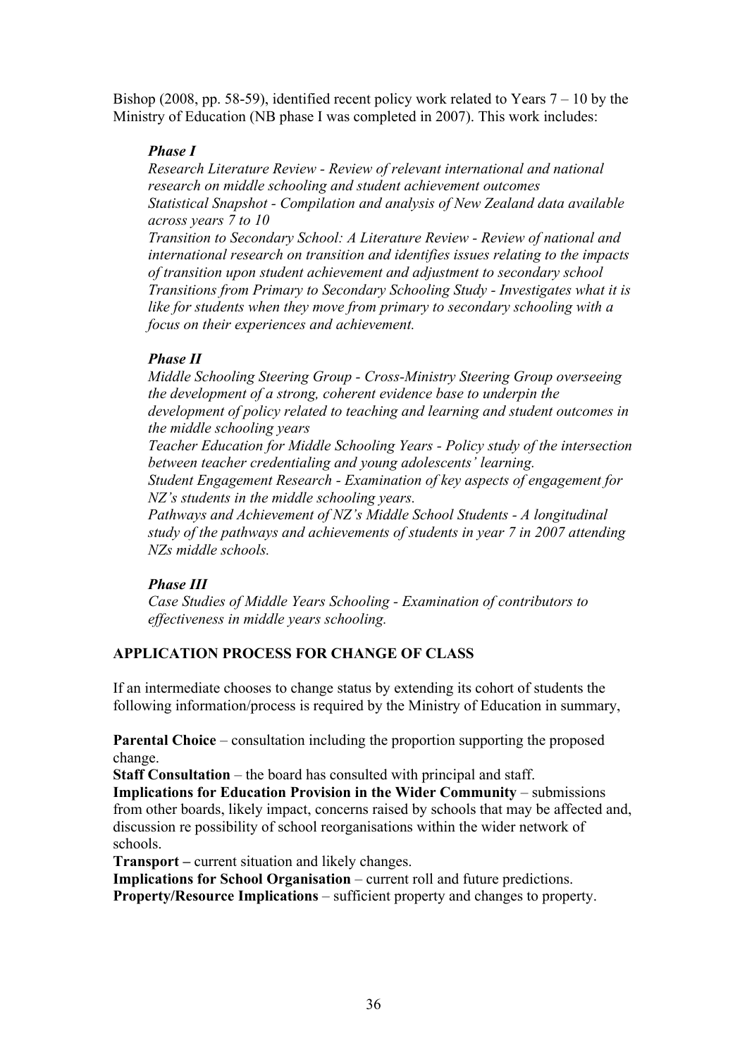Bishop (2008, pp. 58-59), identified recent policy work related to Years 7 – 10 by the Ministry of Education (NB phase I was completed in 2007). This work includes:

> ***Phase I***
>
> *Research Literature Review - Review of relevant international and national research on middle schooling and student achievement outcomes*
> *Statistical Snapshot - Compilation and analysis of New Zealand data available across years 7 to 10*
> *Transition to Secondary School: A Literature Review - Review of national and international research on transition and identifies issues relating to the impacts of transition upon student achievement and adjustment to secondary school*
> *Transitions from Primary to Secondary Schooling Study - Investigates what it is like for students when they move from primary to secondary schooling with a focus on their experiences and achievement.*
>
> ***Phase II***
>
> *Middle Schooling Steering Group - Cross-Ministry Steering Group overseeing the development of a strong, coherent evidence base to underpin the development of policy related to teaching and learning and student outcomes in the middle schooling years*
> *Teacher Education for Middle Schooling Years - Policy study of the intersection between teacher credentialing and young adolescents' learning.*
> *Student Engagement Research - Examination of key aspects of engagement for NZ's students in the middle schooling years.*
> *Pathways and Achievement of NZ's Middle School Students - A longitudinal study of the pathways and achievements of students in year 7 in 2007 attending NZs middle schools.*
>
> ***Phase III***
>
> *Case Studies of Middle Years Schooling - Examination of contributors to effectiveness in middle years schooling.*

## APPLICATION PROCESS FOR CHANGE OF CLASS

If an intermediate chooses to change status by extending its cohort of students the following information/process is required by the Ministry of Education in summary,

**Parental Choice** – consultation including the proportion supporting the proposed change.
**Staff Consultation** – the board has consulted with principal and staff.
**Implications for Education Provision in the Wider Community** – submissions from other boards, likely impact, concerns raised by schools that may be affected and, discussion re possibility of school reorganisations within the wider network of schools.
**Transport –** current situation and likely changes.
**Implications for School Organisation** – current roll and future predictions.
**Property/Resource Implications** – sufficient property and changes to property.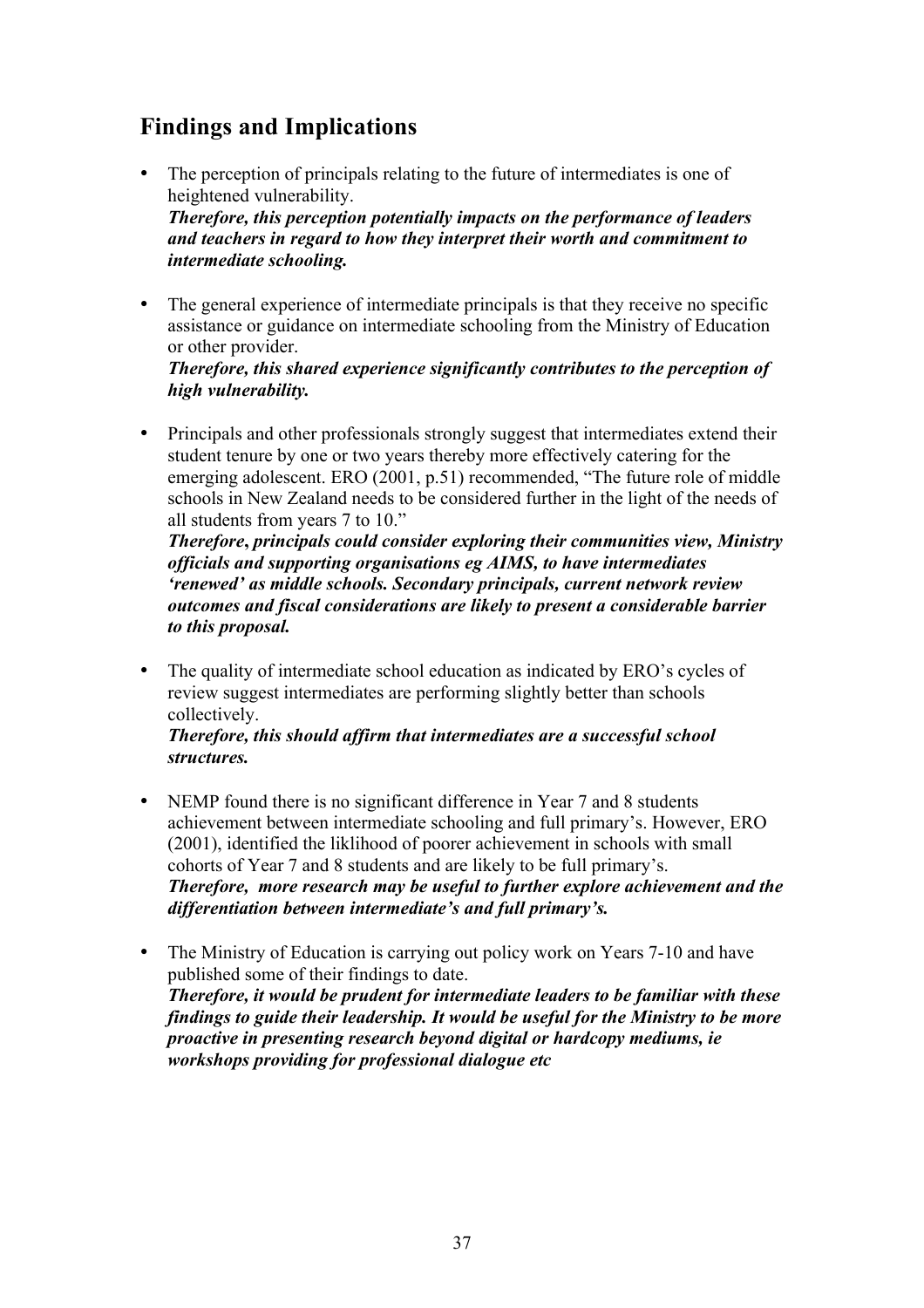## Findings and Implications

- The perception of principals relating to the future of intermediates is one of heightened vulnerability.
  ***Therefore, this perception potentially impacts on the performance of leaders and teachers in regard to how they interpret their worth and commitment to intermediate schooling.***

- The general experience of intermediate principals is that they receive no specific assistance or guidance on intermediate schooling from the Ministry of Education or other provider.
  ***Therefore, this shared experience significantly contributes to the perception of high vulnerability.***

- Principals and other professionals strongly suggest that intermediates extend their student tenure by one or two years thereby more effectively catering for the emerging adolescent. ERO (2001, p.51) recommended, "The future role of middle schools in New Zealand needs to be considered further in the light of the needs of all students from years 7 to 10."
  ***Therefore, principals could consider exploring their communities view, Ministry officials and supporting organisations eg AIMS, to have intermediates 'renewed' as middle schools. Secondary principals, current network review outcomes and fiscal considerations are likely to present a considerable barrier to this proposal.***

- The quality of intermediate school education as indicated by ERO's cycles of review suggest intermediates are performing slightly better than schools collectively.
  ***Therefore, this should affirm that intermediates are a successful school structures.***

- NEMP found there is no significant difference in Year 7 and 8 students achievement between intermediate schooling and full primary's. However, ERO (2001), identified the liklihood of poorer achievement in schools with small cohorts of Year 7 and 8 students and are likely to be full primary's.
  ***Therefore, more research may be useful to further explore achievement and the differentiation between intermediate's and full primary's.***

- The Ministry of Education is carrying out policy work on Years 7-10 and have published some of their findings to date.
  ***Therefore, it would be prudent for intermediate leaders to be familiar with these findings to guide their leadership. It would be useful for the Ministry to be more proactive in presenting research beyond digital or hardcopy mediums, ie workshops providing for professional dialogue etc***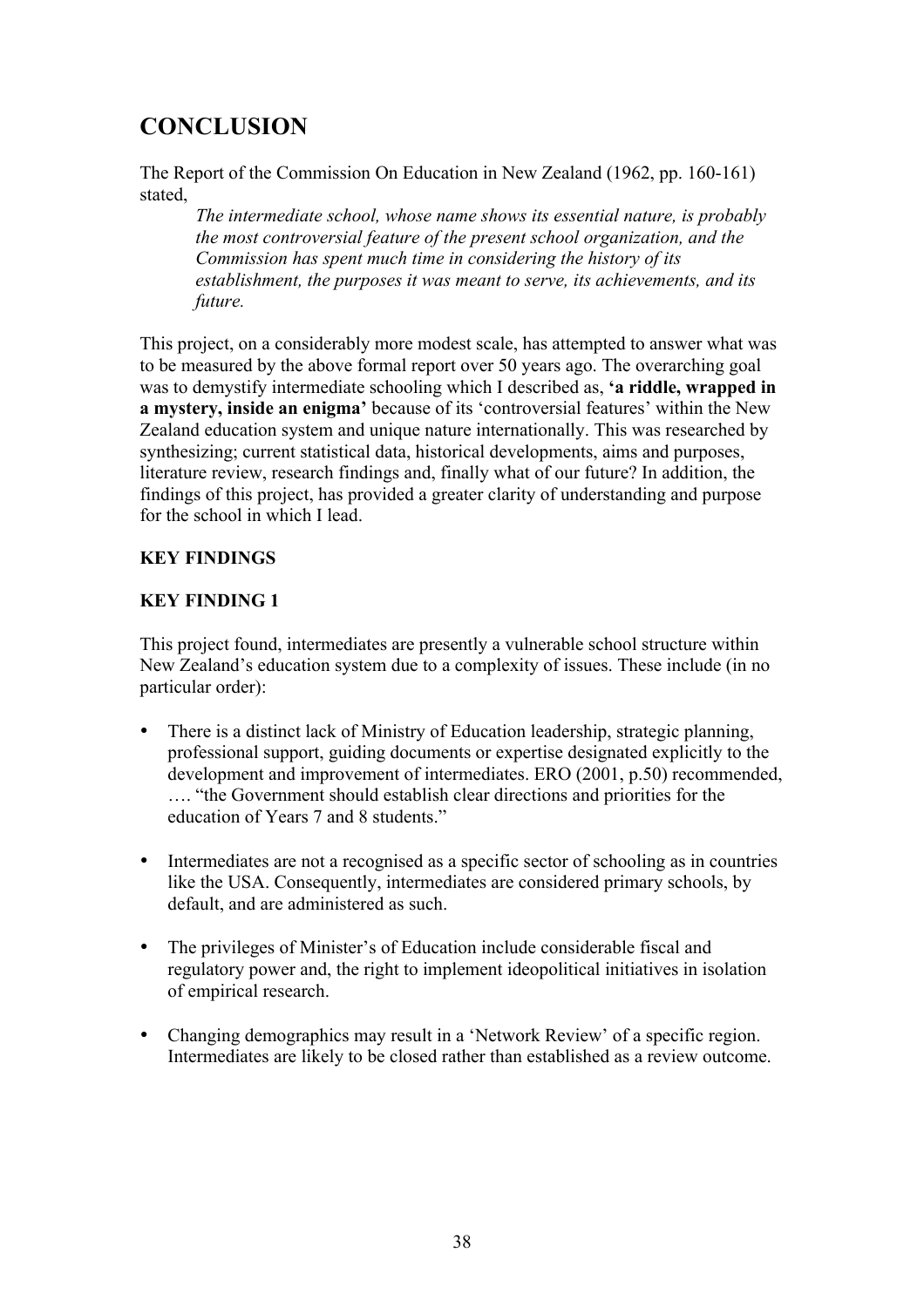# CONCLUSION

The Report of the Commission On Education in New Zealand (1962, pp. 160-161) stated,

> *The intermediate school, whose name shows its essential nature, is probably the most controversial feature of the present school organization, and the Commission has spent much time in considering the history of its establishment, the purposes it was meant to serve, its achievements, and its future.*

This project, on a considerably more modest scale, has attempted to answer what was to be measured by the above formal report over 50 years ago. The overarching goal was to demystify intermediate schooling which I described as, **'a riddle, wrapped in a mystery, inside an enigma'** because of its 'controversial features' within the New Zealand education system and unique nature internationally. This was researched by synthesizing; current statistical data, historical developments, aims and purposes, literature review, research findings and, finally what of our future? In addition, the findings of this project, has provided a greater clarity of understanding and purpose for the school in which I lead.

**KEY FINDINGS**

**KEY FINDING 1**

This project found, intermediates are presently a vulnerable school structure within New Zealand's education system due to a complexity of issues. These include (in no particular order):

- There is a distinct lack of Ministry of Education leadership, strategic planning, professional support, guiding documents or expertise designated explicitly to the development and improvement of intermediates. ERO (2001, p.50) recommended, …. "the Government should establish clear directions and priorities for the education of Years 7 and 8 students."
- Intermediates are not a recognised as a specific sector of schooling as in countries like the USA. Consequently, intermediates are considered primary schools, by default, and are administered as such.
- The privileges of Minister's of Education include considerable fiscal and regulatory power and, the right to implement ideopolitical initiatives in isolation of empirical research.
- Changing demographics may result in a 'Network Review' of a specific region. Intermediates are likely to be closed rather than established as a review outcome.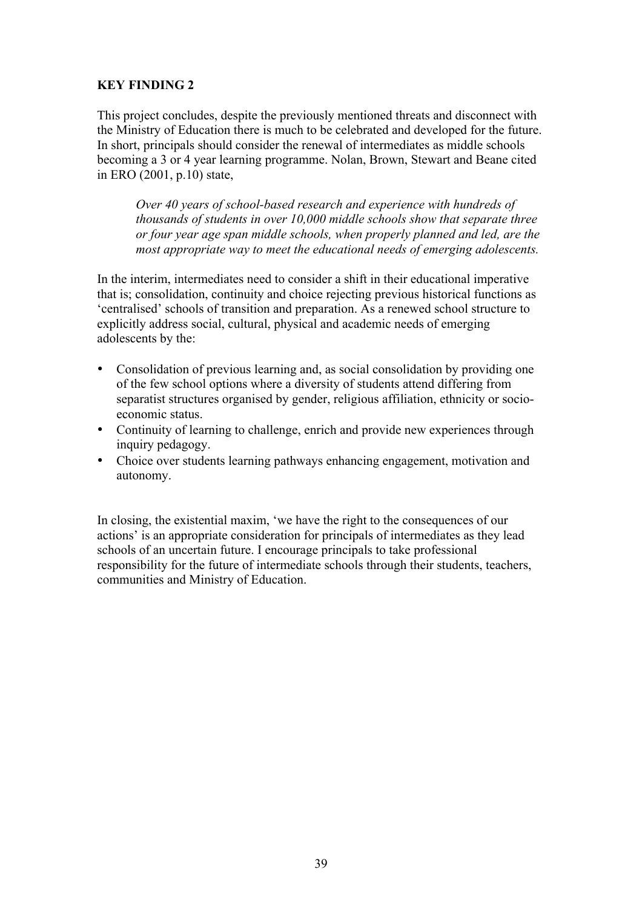**KEY FINDING 2**

This project concludes, despite the previously mentioned threats and disconnect with the Ministry of Education there is much to be celebrated and developed for the future. In short, principals should consider the renewal of intermediates as middle schools becoming a 3 or 4 year learning programme. Nolan, Brown, Stewart and Beane cited in ERO (2001, p.10) state,

> *Over 40 years of school-based research and experience with hundreds of thousands of students in over 10,000 middle schools show that separate three or four year age span middle schools, when properly planned and led, are the most appropriate way to meet the educational needs of emerging adolescents.*

In the interim, intermediates need to consider a shift in their educational imperative that is; consolidation, continuity and choice rejecting previous historical functions as 'centralised' schools of transition and preparation. As a renewed school structure to explicitly address social, cultural, physical and academic needs of emerging adolescents by the:

- Consolidation of previous learning and, as social consolidation by providing one of the few school options where a diversity of students attend differing from separatist structures organised by gender, religious affiliation, ethnicity or socio-economic status.
- Continuity of learning to challenge, enrich and provide new experiences through inquiry pedagogy.
- Choice over students learning pathways enhancing engagement, motivation and autonomy.

In closing, the existential maxim, 'we have the right to the consequences of our actions' is an appropriate consideration for principals of intermediates as they lead schools of an uncertain future. I encourage principals to take professional responsibility for the future of intermediate schools through their students, teachers, communities and Ministry of Education.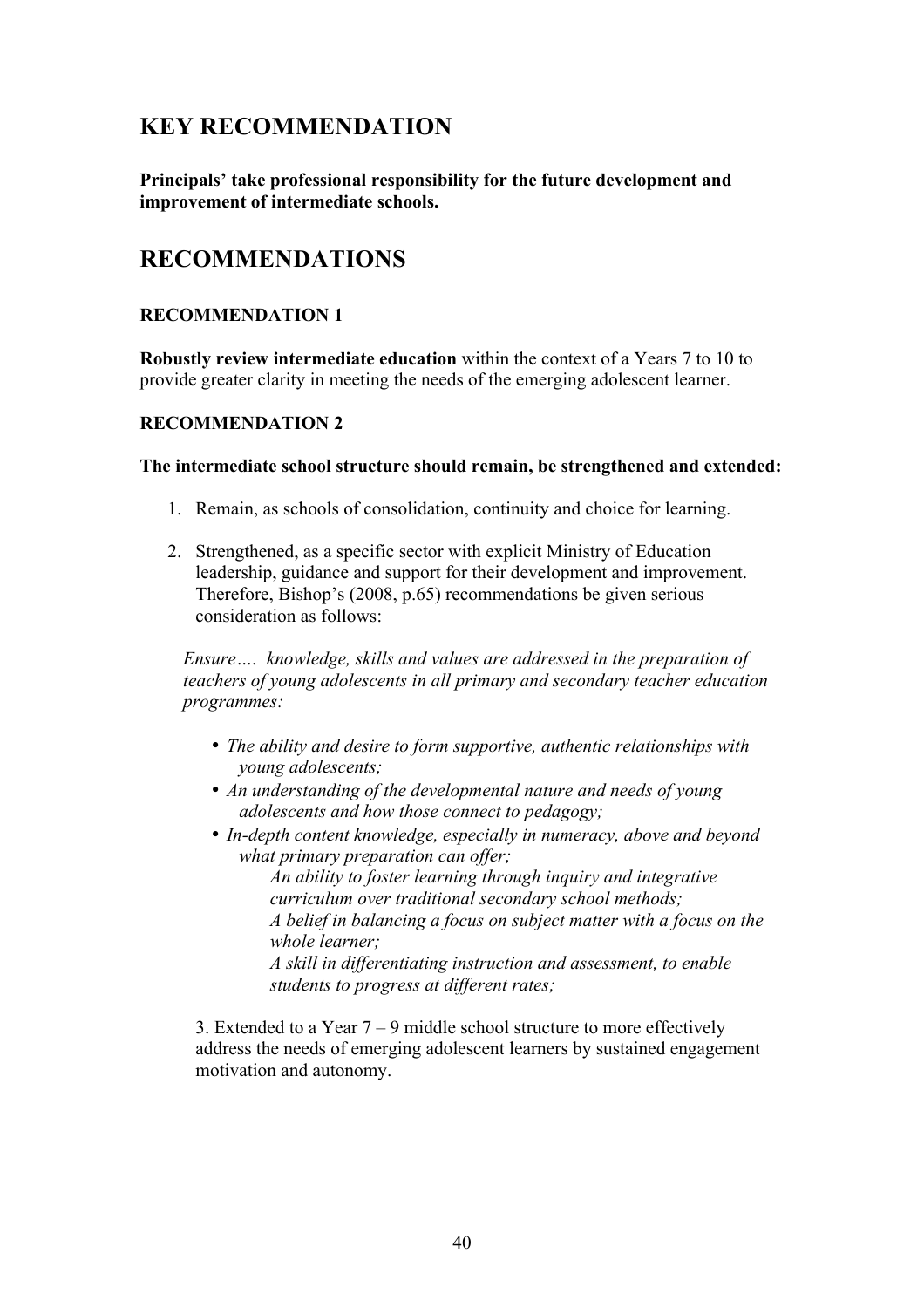## KEY RECOMMENDATION

**Principals' take professional responsibility for the future development and improvement of intermediate schools.**

## RECOMMENDATIONS

### RECOMMENDATION 1

**Robustly review intermediate education** within the context of a Years 7 to 10 to provide greater clarity in meeting the needs of the emerging adolescent learner.

### RECOMMENDATION 2

**The intermediate school structure should remain, be strengthened and extended:**

1. Remain, as schools of consolidation, continuity and choice for learning.

2. Strengthened, as a specific sector with explicit Ministry of Education leadership, guidance and support for their development and improvement. Therefore, Bishop's (2008, p.65) recommendations be given serious consideration as follows:

   *Ensure…. knowledge, skills and values are addressed in the preparation of teachers of young adolescents in all primary and secondary teacher education programmes:*

   - *The ability and desire to form supportive, authentic relationships with young adolescents;*
   - *An understanding of the developmental nature and needs of young adolescents and how those connect to pedagogy;*
   - *In-depth content knowledge, especially in numeracy, above and beyond what primary preparation can offer;*
     *An ability to foster learning through inquiry and integrative curriculum over traditional secondary school methods;*
     *A belief in balancing a focus on subject matter with a focus on the whole learner;*
     *A skill in differentiating instruction and assessment, to enable students to progress at different rates;*

3. Extended to a Year 7 – 9 middle school structure to more effectively address the needs of emerging adolescent learners by sustained engagement motivation and autonomy.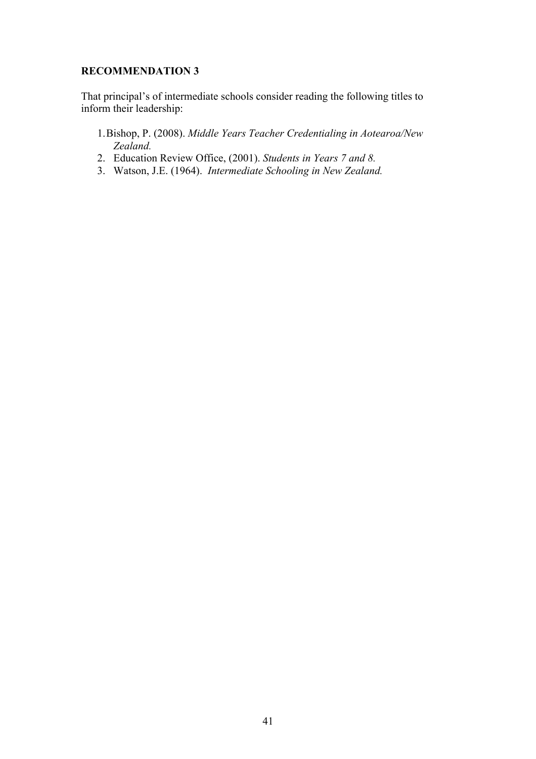**RECOMMENDATION 3**

That principal's of intermediate schools consider reading the following titles to inform their leadership:

1. Bishop, P. (2008). *Middle Years Teacher Credentialing in Aotearoa/New Zealand.*
2. Education Review Office, (2001). *Students in Years 7 and 8.*
3. Watson, J.E. (1964). *Intermediate Schooling in New Zealand.*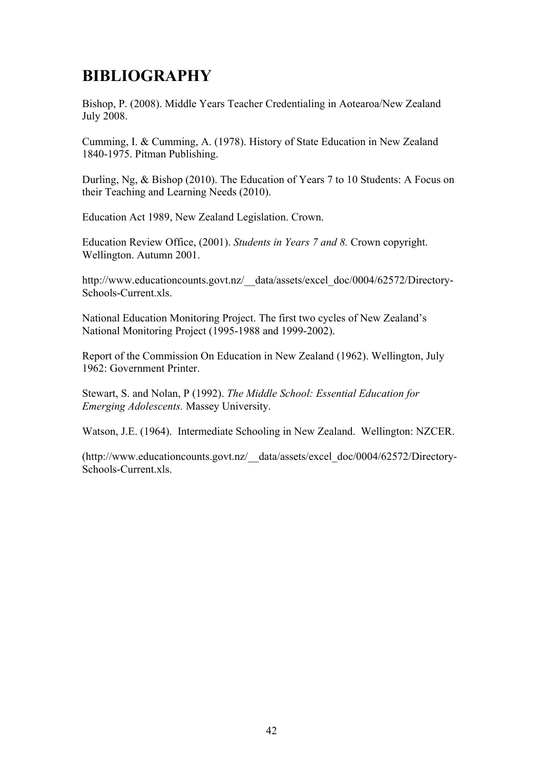# BIBLIOGRAPHY

Bishop, P. (2008). Middle Years Teacher Credentialing in Aotearoa/New Zealand July 2008.

Cumming, I. & Cumming, A. (1978). History of State Education in New Zealand 1840-1975. Pitman Publishing.

Durling, Ng, & Bishop (2010). The Education of Years 7 to 10 Students: A Focus on their Teaching and Learning Needs (2010).

Education Act 1989, New Zealand Legislation. Crown.

Education Review Office, (2001). *Students in Years 7 and 8.* Crown copyright. Wellington. Autumn 2001.

http://www.educationcounts.govt.nz/__data/assets/excel_doc/0004/62572/Directory-Schools-Current.xls.

National Education Monitoring Project. The first two cycles of New Zealand's National Monitoring Project (1995-1988 and 1999-2002).

Report of the Commission On Education in New Zealand (1962). Wellington, July 1962: Government Printer.

Stewart, S. and Nolan, P (1992). *The Middle School: Essential Education for Emerging Adolescents.* Massey University.

Watson, J.E. (1964). Intermediate Schooling in New Zealand. Wellington: NZCER.

(http://www.educationcounts.govt.nz/__data/assets/excel_doc/0004/62572/Directory-Schools-Current.xls.